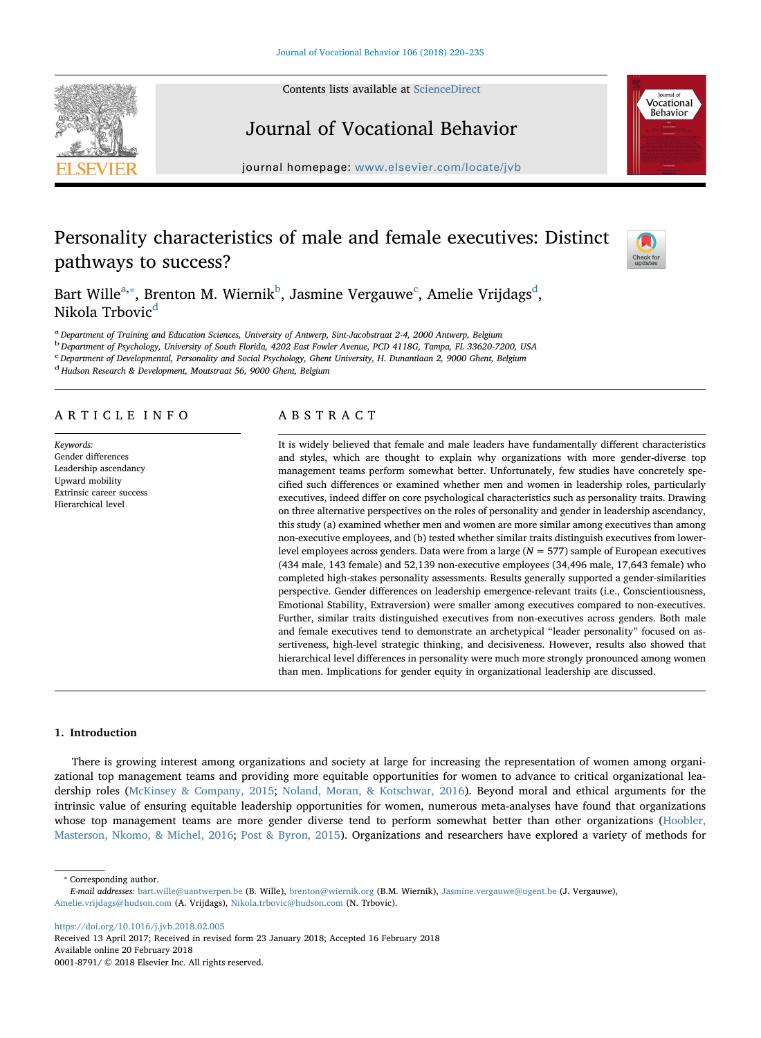# Personality characteristics of male and female executives: Distinct pathways to success?

Bart Wille[a,*], Brenton M. Wiernik[b], Jasmine Vergauwe[c], Amelie Vrijdags[d], Nikola Trbovic[d]

[a] *Department of Training and Education Sciences, University of Antwerp, Sint-Jacobstraat 2-4, 2000 Antwerp, Belgium*
[b] *Department of Psychology, University of South Florida, 4202 East Fowler Avenue, PCD 4118G, Tampa, FL 33620-7200, USA*
[c] *Department of Developmental, Personality and Social Psychology, Ghent University, H. Dunantlaan 2, 9000 Ghent, Belgium*
[d] *Hudson Research & Development, Moutstraat 56, 9000 Ghent, Belgium*

## ARTICLE INFO

*Keywords:*
Gender differences
Leadership ascendancy
Upward mobility
Extrinsic career success
Hierarchical level

## ABSTRACT

It is widely believed that female and male leaders have fundamentally different characteristics and styles, which are thought to explain why organizations with more gender-diverse top management teams perform somewhat better. Unfortunately, few studies have concretely specified such differences or examined whether men and women in leadership roles, particularly executives, indeed differ on core psychological characteristics such as personality traits. Drawing on three alternative perspectives on the roles of personality and gender in leadership ascendancy, this study (a) examined whether men and women are more similar among executives than among non-executive employees, and (b) tested whether similar traits distinguish executives from lower-level employees across genders. Data were from a large ($N = 577$) sample of European executives (434 male, 143 female) and 52,139 non-executive employees (34,496 male, 17,643 female) who completed high-stakes personality assessments. Results generally supported a gender-similarities perspective. Gender differences on leadership emergence-relevant traits (i.e., Conscientiousness, Emotional Stability, Extraversion) were smaller among executives compared to non-executives. Further, similar traits distinguished executives from non-executives across genders. Both male and female executives tend to demonstrate an archetypical "leader personality" focused on assertiveness, high-level strategic thinking, and decisiveness. However, results also showed that hierarchical level differences in personality were much more strongly pronounced among women than men. Implications for gender equity in organizational leadership are discussed.

## 1. Introduction

There is growing interest among organizations and society at large for increasing the representation of women among organizational top management teams and providing more equitable opportunities for women to advance to critical organizational leadership roles (McKinsey & Company, 2015; Noland, Moran, & Kotschwar, 2016). Beyond moral and ethical arguments for the intrinsic value of ensuring equitable leadership opportunities for women, numerous meta-analyses have found that organizations whose top management teams are more gender diverse tend to perform somewhat better than other organizations (Hoobler, Masterson, Nkomo, & Michel, 2016; Post & Byron, 2015). Organizations and researchers have explored a variety of methods for

\* Corresponding author.
*E-mail addresses:* bart.wille@uantwerpen.be (B. Wille), brenton@wiernik.org (B.M. Wiernik), Jasmine.vergauwe@ugent.be (J. Vergauwe), Amelie.vrijdags@hudson.com (A. Vrijdags), Nikola.trbovic@hudson.com (N. Trbovic).

https://doi.org/10.1016/j.jvb.2018.02.005
Received 13 April 2017; Received in revised form 23 January 2018; Accepted 16 February 2018
Available online 20 February 2018
0001-8791/ © 2018 Elsevier Inc. All rights reserved.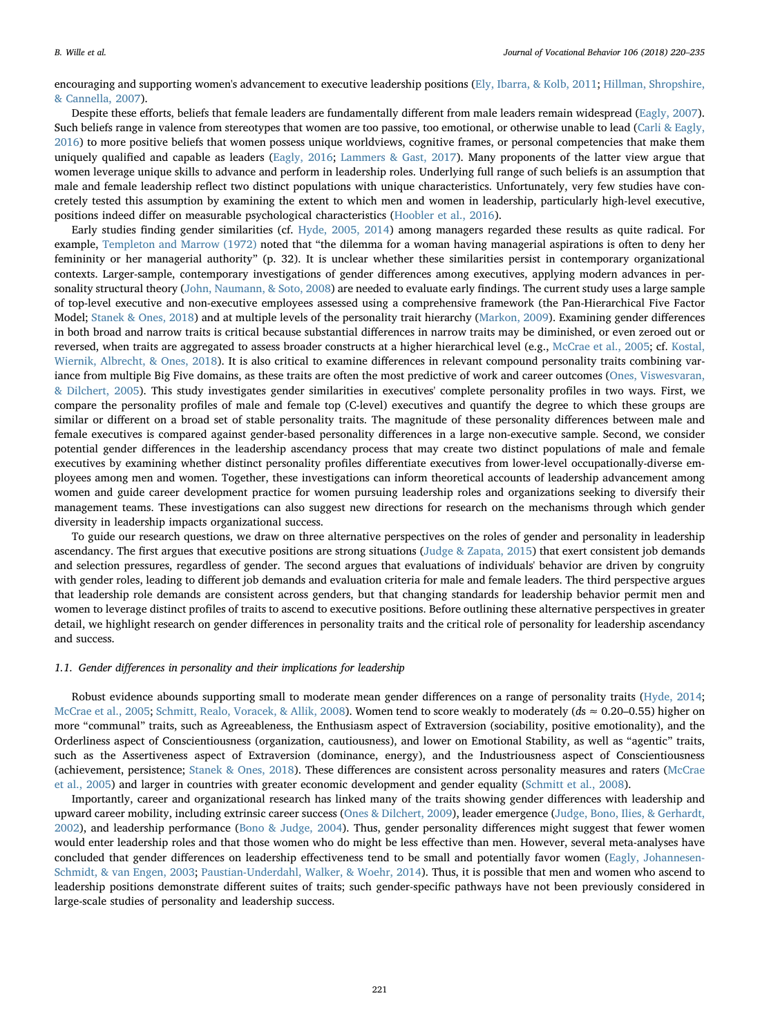encouraging and supporting women's advancement to executive leadership positions (Ely, Ibarra, & Kolb, 2011; Hillman, Shropshire, & Cannella, 2007).

Despite these efforts, beliefs that female leaders are fundamentally different from male leaders remain widespread (Eagly, 2007). Such beliefs range in valence from stereotypes that women are too passive, too emotional, or otherwise unable to lead (Carli & Eagly, 2016) to more positive beliefs that women possess unique worldviews, cognitive frames, or personal competencies that make them uniquely qualified and capable as leaders (Eagly, 2016; Lammers & Gast, 2017). Many proponents of the latter view argue that women leverage unique skills to advance and perform in leadership roles. Underlying full range of such beliefs is an assumption that male and female leadership reflect two distinct populations with unique characteristics. Unfortunately, very few studies have concretely tested this assumption by examining the extent to which men and women in leadership, particularly high-level executive, positions indeed differ on measurable psychological characteristics (Hoobler et al., 2016).

Early studies finding gender similarities (cf. Hyde, 2005, 2014) among managers regarded these results as quite radical. For example, Templeton and Marrow (1972) noted that "the dilemma for a woman having managerial aspirations is often to deny her femininity or her managerial authority" (p. 32). It is unclear whether these similarities persist in contemporary organizational contexts. Larger-sample, contemporary investigations of gender differences among executives, applying modern advances in personality structural theory (John, Naumann, & Soto, 2008) are needed to evaluate early findings. The current study uses a large sample of top-level executive and non-executive employees assessed using a comprehensive framework (the Pan-Hierarchical Five Factor Model; Stanek & Ones, 2018) and at multiple levels of the personality trait hierarchy (Markon, 2009). Examining gender differences in both broad and narrow traits is critical because substantial differences in narrow traits may be diminished, or even zeroed out or reversed, when traits are aggregated to assess broader constructs at a higher hierarchical level (e.g., McCrae et al., 2005; cf. Kostal, Wiernik, Albrecht, & Ones, 2018). It is also critical to examine differences in relevant compound personality traits combining variance from multiple Big Five domains, as these traits are often the most predictive of work and career outcomes (Ones, Viswesvaran, & Dilchert, 2005). This study investigates gender similarities in executives' complete personality profiles in two ways. First, we compare the personality profiles of male and female top (C-level) executives and quantify the degree to which these groups are similar or different on a broad set of stable personality traits. The magnitude of these personality differences between male and female executives is compared against gender-based personality differences in a large non-executive sample. Second, we consider potential gender differences in the leadership ascendancy process that may create two distinct populations of male and female executives by examining whether distinct personality profiles differentiate executives from lower-level occupationally-diverse employees among men and women. Together, these investigations can inform theoretical accounts of leadership advancement among women and guide career development practice for women pursuing leadership roles and organizations seeking to diversify their management teams. These investigations can also suggest new directions for research on the mechanisms through which gender diversity in leadership impacts organizational success.

To guide our research questions, we draw on three alternative perspectives on the roles of gender and personality in leadership ascendancy. The first argues that executive positions are strong situations (Judge & Zapata, 2015) that exert consistent job demands and selection pressures, regardless of gender. The second argues that evaluations of individuals' behavior are driven by congruity with gender roles, leading to different job demands and evaluation criteria for male and female leaders. The third perspective argues that leadership role demands are consistent across genders, but that changing standards for leadership behavior permit men and women to leverage distinct profiles of traits to ascend to executive positions. Before outlining these alternative perspectives in greater detail, we highlight research on gender differences in personality traits and the critical role of personality for leadership ascendancy and success.

### 1.1. Gender differences in personality and their implications for leadership

Robust evidence abounds supporting small to moderate mean gender differences on a range of personality traits (Hyde, 2014; McCrae et al., 2005; Schmitt, Realo, Voracek, & Allik, 2008). Women tend to score weakly to moderately ($ds \approx 0.20$–$0.55$) higher on more "communal" traits, such as Agreeableness, the Enthusiasm aspect of Extraversion (sociability, positive emotionality), and the Orderliness aspect of Conscientiousness (organization, cautiousness), and lower on Emotional Stability, as well as "agentic" traits, such as the Assertiveness aspect of Extraversion (dominance, energy), and the Industriousness aspect of Conscientiousness (achievement, persistence; Stanek & Ones, 2018). These differences are consistent across personality measures and raters (McCrae et al., 2005) and larger in countries with greater economic development and gender equality (Schmitt et al., 2008).

Importantly, career and organizational research has linked many of the traits showing gender differences with leadership and upward career mobility, including extrinsic career success (Ones & Dilchert, 2009), leader emergence (Judge, Bono, Ilies, & Gerhardt, 2002), and leadership performance (Bono & Judge, 2004). Thus, gender personality differences might suggest that fewer women would enter leadership roles and that those women who do might be less effective than men. However, several meta-analyses have concluded that gender differences on leadership effectiveness tend to be small and potentially favor women (Eagly, Johannesen-Schmidt, & van Engen, 2003; Paustian-Underdahl, Walker, & Woehr, 2014). Thus, it is possible that men and women who ascend to leadership positions demonstrate different suites of traits; such gender-specific pathways have not been previously considered in large-scale studies of personality and leadership success.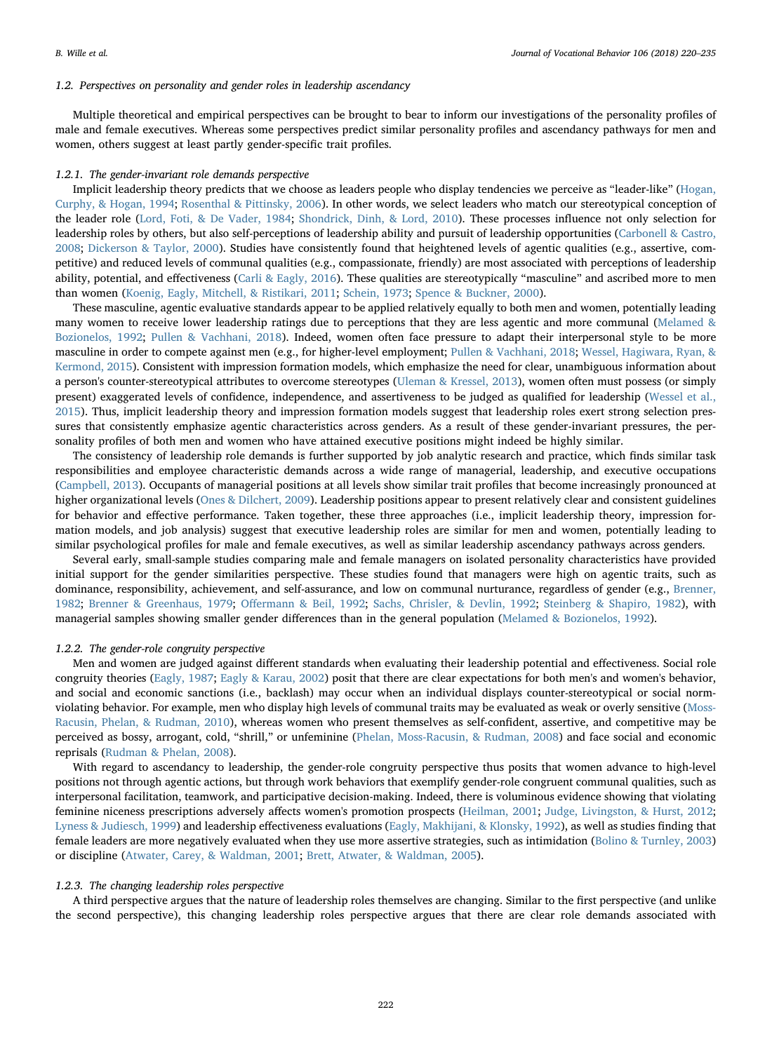### 1.2. Perspectives on personality and gender roles in leadership ascendancy

Multiple theoretical and empirical perspectives can be brought to bear to inform our investigations of the personality profiles of male and female executives. Whereas some perspectives predict similar personality profiles and ascendancy pathways for men and women, others suggest at least partly gender-specific trait profiles.

#### 1.2.1. The gender-invariant role demands perspective

Implicit leadership theory predicts that we choose as leaders people who display tendencies we perceive as "leader-like" (Hogan, Curphy, & Hogan, 1994; Rosenthal & Pittinsky, 2006). In other words, we select leaders who match our stereotypical conception of the leader role (Lord, Foti, & De Vader, 1984; Shondrick, Dinh, & Lord, 2010). These processes influence not only selection for leadership roles by others, but also self-perceptions of leadership ability and pursuit of leadership opportunities (Carbonell & Castro, 2008; Dickerson & Taylor, 2000). Studies have consistently found that heightened levels of agentic qualities (e.g., assertive, competitive) and reduced levels of communal qualities (e.g., compassionate, friendly) are most associated with perceptions of leadership ability, potential, and effectiveness (Carli & Eagly, 2016). These qualities are stereotypically "masculine" and ascribed more to men than women (Koenig, Eagly, Mitchell, & Ristikari, 2011; Schein, 1973; Spence & Buckner, 2000).

These masculine, agentic evaluative standards appear to be applied relatively equally to both men and women, potentially leading many women to receive lower leadership ratings due to perceptions that they are less agentic and more communal (Melamed & Bozionelos, 1992; Pullen & Vachhani, 2018). Indeed, women often face pressure to adapt their interpersonal style to be more masculine in order to compete against men (e.g., for higher-level employment; Pullen & Vachhani, 2018; Wessel, Hagiwara, Ryan, & Kermond, 2015). Consistent with impression formation models, which emphasize the need for clear, unambiguous information about a person's counter-stereotypical attributes to overcome stereotypes (Uleman & Kressel, 2013), women often must possess (or simply present) exaggerated levels of confidence, independence, and assertiveness to be judged as qualified for leadership (Wessel et al., 2015). Thus, implicit leadership theory and impression formation models suggest that leadership roles exert strong selection pressures that consistently emphasize agentic characteristics across genders. As a result of these gender-invariant pressures, the personality profiles of both men and women who have attained executive positions might indeed be highly similar.

The consistency of leadership role demands is further supported by job analytic research and practice, which finds similar task responsibilities and employee characteristic demands across a wide range of managerial, leadership, and executive occupations (Campbell, 2013). Occupants of managerial positions at all levels show similar trait profiles that become increasingly pronounced at higher organizational levels (Ones & Dilchert, 2009). Leadership positions appear to present relatively clear and consistent guidelines for behavior and effective performance. Taken together, these three approaches (i.e., implicit leadership theory, impression formation models, and job analysis) suggest that executive leadership roles are similar for men and women, potentially leading to similar psychological profiles for male and female executives, as well as similar leadership ascendancy pathways across genders.

Several early, small-sample studies comparing male and female managers on isolated personality characteristics have provided initial support for the gender similarities perspective. These studies found that managers were high on agentic traits, such as dominance, responsibility, achievement, and self-assurance, and low on communal nurturance, regardless of gender (e.g., Brenner, 1982; Brenner & Greenhaus, 1979; Offermann & Beil, 1992; Sachs, Chrisler, & Devlin, 1992; Steinberg & Shapiro, 1982), with managerial samples showing smaller gender differences than in the general population (Melamed & Bozionelos, 1992).

#### 1.2.2. The gender-role congruity perspective

Men and women are judged against different standards when evaluating their leadership potential and effectiveness. Social role congruity theories (Eagly, 1987; Eagly & Karau, 2002) posit that there are clear expectations for both men's and women's behavior, and social and economic sanctions (i.e., backlash) may occur when an individual displays counter-stereotypical or social norm-violating behavior. For example, men who display high levels of communal traits may be evaluated as weak or overly sensitive (Moss-Racusin, Phelan, & Rudman, 2010), whereas women who present themselves as self-confident, assertive, and competitive may be perceived as bossy, arrogant, cold, "shrill," or unfeminine (Phelan, Moss-Racusin, & Rudman, 2008) and face social and economic reprisals (Rudman & Phelan, 2008).

With regard to ascendancy to leadership, the gender-role congruity perspective thus posits that women advance to high-level positions not through agentic actions, but through work behaviors that exemplify gender-role congruent communal qualities, such as interpersonal facilitation, teamwork, and participative decision-making. Indeed, there is voluminous evidence showing that violating feminine niceness prescriptions adversely affects women's promotion prospects (Heilman, 2001; Judge, Livingston, & Hurst, 2012; Lyness & Judiesch, 1999) and leadership effectiveness evaluations (Eagly, Makhijani, & Klonsky, 1992), as well as studies finding that female leaders are more negatively evaluated when they use more assertive strategies, such as intimidation (Bolino & Turnley, 2003) or discipline (Atwater, Carey, & Waldman, 2001; Brett, Atwater, & Waldman, 2005).

#### 1.2.3. The changing leadership roles perspective

A third perspective argues that the nature of leadership roles themselves are changing. Similar to the first perspective (and unlike the second perspective), this changing leadership roles perspective argues that there are clear role demands associated with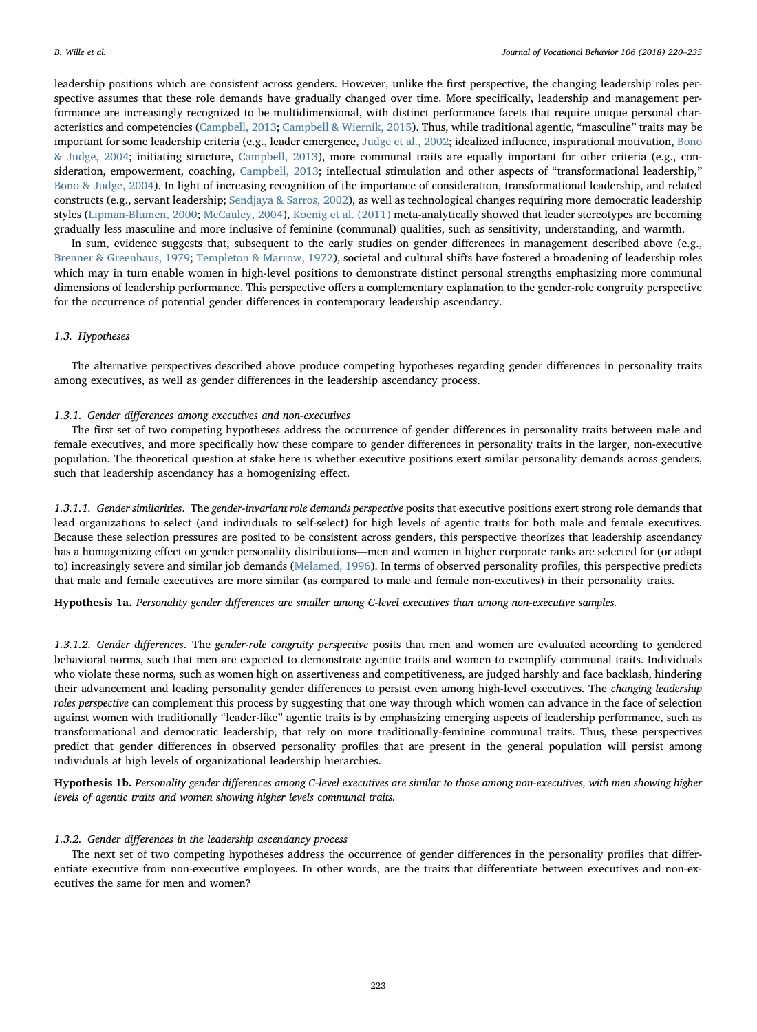leadership positions which are consistent across genders. However, unlike the first perspective, the changing leadership roles perspective assumes that these role demands have gradually changed over time. More specifically, leadership and management performance are increasingly recognized to be multidimensional, with distinct performance facets that require unique personal characteristics and competencies (Campbell, 2013; Campbell & Wiernik, 2015). Thus, while traditional agentic, "masculine" traits may be important for some leadership criteria (e.g., leader emergence, Judge et al., 2002; idealized influence, inspirational motivation, Bono & Judge, 2004; initiating structure, Campbell, 2013), more communal traits are equally important for other criteria (e.g., consideration, empowerment, coaching, Campbell, 2013; intellectual stimulation and other aspects of "transformational leadership," Bono & Judge, 2004). In light of increasing recognition of the importance of consideration, transformational leadership, and related constructs (e.g., servant leadership; Sendjaya & Sarros, 2002), as well as technological changes requiring more democratic leadership styles (Lipman-Blumen, 2000; McCauley, 2004), Koenig et al. (2011) meta-analytically showed that leader stereotypes are becoming gradually less masculine and more inclusive of feminine (communal) qualities, such as sensitivity, understanding, and warmth.

In sum, evidence suggests that, subsequent to the early studies on gender differences in management described above (e.g., Brenner & Greenhaus, 1979; Templeton & Marrow, 1972), societal and cultural shifts have fostered a broadening of leadership roles which may in turn enable women in high-level positions to demonstrate distinct personal strengths emphasizing more communal dimensions of leadership performance. This perspective offers a complementary explanation to the gender-role congruity perspective for the occurrence of potential gender differences in contemporary leadership ascendancy.

### 1.3. Hypotheses

The alternative perspectives described above produce competing hypotheses regarding gender differences in personality traits among executives, as well as gender differences in the leadership ascendancy process.

#### 1.3.1. Gender differences among executives and non-executives

The first set of two competing hypotheses address the occurrence of gender differences in personality traits between male and female executives, and more specifically how these compare to gender differences in personality traits in the larger, non-executive population. The theoretical question at stake here is whether executive positions exert similar personality demands across genders, such that leadership ascendancy has a homogenizing effect.

*1.3.1.1. Gender similarities*. The *gender-invariant role demands perspective* posits that executive positions exert strong role demands that lead organizations to select (and individuals to self-select) for high levels of agentic traits for both male and female executives. Because these selection pressures are posited to be consistent across genders, this perspective theorizes that leadership ascendancy has a homogenizing effect on gender personality distributions—men and women in higher corporate ranks are selected for (or adapt to) increasingly severe and similar job demands (Melamed, 1996). In terms of observed personality profiles, this perspective predicts that male and female executives are more similar (as compared to male and female non-excutives) in their personality traits.

**Hypothesis 1a.** *Personality gender differences are smaller among C-level executives than among non-executive samples.*

*1.3.1.2. Gender differences*. The *gender-role congruity perspective* posits that men and women are evaluated according to gendered behavioral norms, such that men are expected to demonstrate agentic traits and women to exemplify communal traits. Individuals who violate these norms, such as women high on assertiveness and competitiveness, are judged harshly and face backlash, hindering their advancement and leading personality gender differences to persist even among high-level executives. The *changing leadership roles perspective* can complement this process by suggesting that one way through which women can advance in the face of selection against women with traditionally "leader-like" agentic traits is by emphasizing emerging aspects of leadership performance, such as transformational and democratic leadership, that rely on more traditionally-feminine communal traits. Thus, these perspectives predict that gender differences in observed personality profiles that are present in the general population will persist among individuals at high levels of organizational leadership hierarchies.

**Hypothesis 1b.** *Personality gender differences among C-level executives are similar to those among non-executives, with men showing higher levels of agentic traits and women showing higher levels communal traits.*

#### 1.3.2. Gender differences in the leadership ascendancy process

The next set of two competing hypotheses address the occurrence of gender differences in the personality profiles that differentiate executive from non-executive employees. In other words, are the traits that differentiate between executives and non-executives the same for men and women?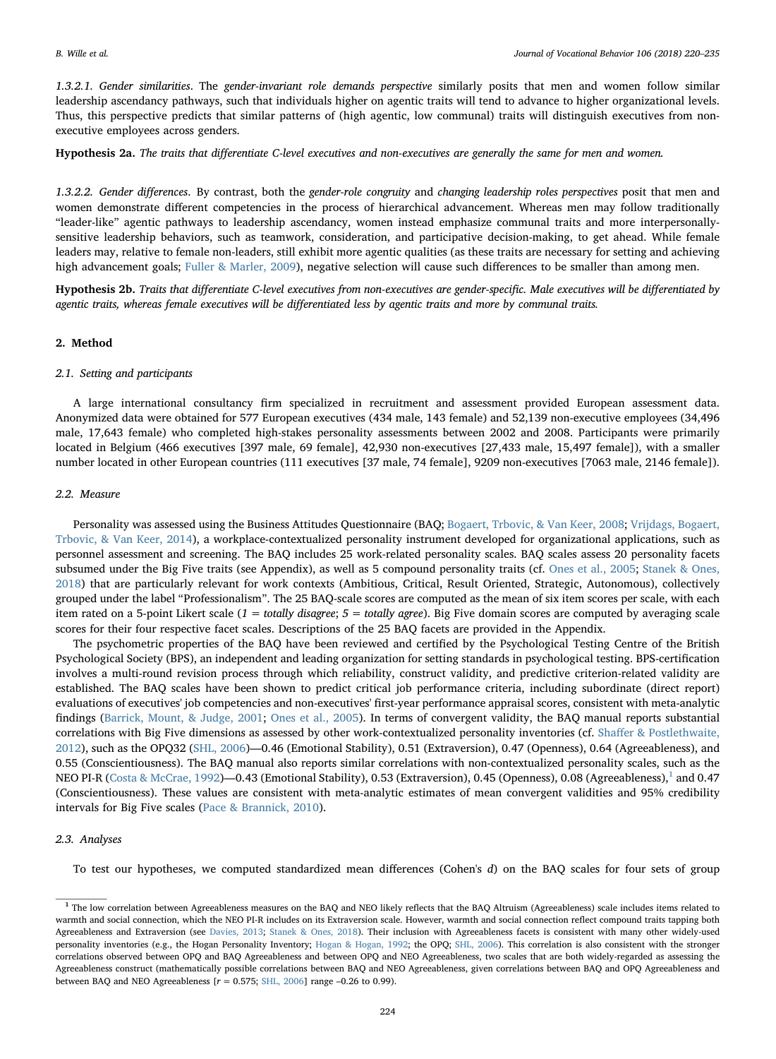*1.3.2.1. Gender similarities*. The *gender-invariant role demands perspective* similarly posits that men and women follow similar leadership ascendancy pathways, such that individuals higher on agentic traits will tend to advance to higher organizational levels. Thus, this perspective predicts that similar patterns of (high agentic, low communal) traits will distinguish executives from non-executive employees across genders.

**Hypothesis 2a.** *The traits that differentiate C-level executives and non-executives are generally the same for men and women.*

*1.3.2.2. Gender differences*. By contrast, both the *gender-role congruity* and *changing leadership roles perspectives* posit that men and women demonstrate different competencies in the process of hierarchical advancement. Whereas men may follow traditionally "leader-like" agentic pathways to leadership ascendancy, women instead emphasize communal traits and more interpersonally-sensitive leadership behaviors, such as teamwork, consideration, and participative decision-making, to get ahead. While female leaders may, relative to female non-leaders, still exhibit more agentic qualities (as these traits are necessary for setting and achieving high advancement goals; Fuller & Marler, 2009), negative selection will cause such differences to be smaller than among men.

**Hypothesis 2b.** *Traits that differentiate C-level executives from non-executives are gender-specific. Male executives will be differentiated by agentic traits, whereas female executives will be differentiated less by agentic traits and more by communal traits.*

## 2. Method

### 2.1. Setting and participants

A large international consultancy firm specialized in recruitment and assessment provided European assessment data. Anonymized data were obtained for 577 European executives (434 male, 143 female) and 52,139 non-executive employees (34,496 male, 17,643 female) who completed high-stakes personality assessments between 2002 and 2008. Participants were primarily located in Belgium (466 executives [397 male, 69 female], 42,930 non-executives [27,433 male, 15,497 female]), with a smaller number located in other European countries (111 executives [37 male, 74 female], 9209 non-executives [7063 male, 2146 female]).

### 2.2. Measure

Personality was assessed using the Business Attitudes Questionnaire (BAQ; Bogaert, Trbovic, & Van Keer, 2008; Vrijdags, Bogaert, Trbovic, & Van Keer, 2014), a workplace-contextualized personality instrument developed for organizational applications, such as personnel assessment and screening. The BAQ includes 25 work-related personality scales. BAQ scales assess 20 personality facets subsumed under the Big Five traits (see Appendix), as well as 5 compound personality traits (cf. Ones et al., 2005; Stanek & Ones, 2018) that are particularly relevant for work contexts (Ambitious, Critical, Result Oriented, Strategic, Autonomous), collectively grouped under the label "Professionalism". The 25 BAQ-scale scores are computed as the mean of six item scores per scale, with each item rated on a 5-point Likert scale (*1 = totally disagree*; *5 = totally agree*). Big Five domain scores are computed by averaging scale scores for their four respective facet scales. Descriptions of the 25 BAQ facets are provided in the Appendix.

The psychometric properties of the BAQ have been reviewed and certified by the Psychological Testing Centre of the British Psychological Society (BPS), an independent and leading organization for setting standards in psychological testing. BPS-certification involves a multi-round revision process through which reliability, construct validity, and predictive criterion-related validity are established. The BAQ scales have been shown to predict critical job performance criteria, including subordinate (direct report) evaluations of executives' job competencies and non-executives' first-year performance appraisal scores, consistent with meta-analytic findings (Barrick, Mount, & Judge, 2001; Ones et al., 2005). In terms of convergent validity, the BAQ manual reports substantial correlations with Big Five dimensions as assessed by other work-contextualized personality inventories (cf. Shaffer & Postlethwaite, 2012), such as the OPQ32 (SHL, 2006)—0.46 (Emotional Stability), 0.51 (Extraversion), 0.47 (Openness), 0.64 (Agreeableness), and 0.55 (Conscientiousness). The BAQ manual also reports similar correlations with non-contextualized personality scales, such as the NEO PI-R (Costa & McCrae, 1992)—0.43 (Emotional Stability), 0.53 (Extraversion), 0.45 (Openness), 0.08 (Agreeableness),[1] and 0.47 (Conscientiousness). These values are consistent with meta-analytic estimates of mean convergent validities and 95% credibility intervals for Big Five scales (Pace & Brannick, 2010).

### 2.3. Analyses

To test our hypotheses, we computed standardized mean differences (Cohen's *d*) on the BAQ scales for four sets of group

---

[1] The low correlation between Agreeableness measures on the BAQ and NEO likely reflects that the BAQ Altruism (Agreeableness) scale includes items related to warmth and social connection, which the NEO PI-R includes on its Extraversion scale. However, warmth and social connection reflect compound traits tapping both Agreeableness and Extraversion (see Davies, 2013; Stanek & Ones, 2018). Their inclusion with Agreeableness facets is consistent with many other widely-used personality inventories (e.g., the Hogan Personality Inventory; Hogan & Hogan, 1992; the OPQ; SHL, 2006). This correlation is also consistent with the stronger correlations observed between OPQ and BAQ Agreeableness and between OPQ and NEO Agreeableness, two scales that are both widely-regarded as assessing the Agreeableness construct (mathematically possible correlations between BAQ and NEO Agreeableness, given correlations between BAQ and OPQ Agreeableness and between BAQ and NEO Agreeableness [$r = 0.575$; SHL, 2006] range –0.26 to 0.99).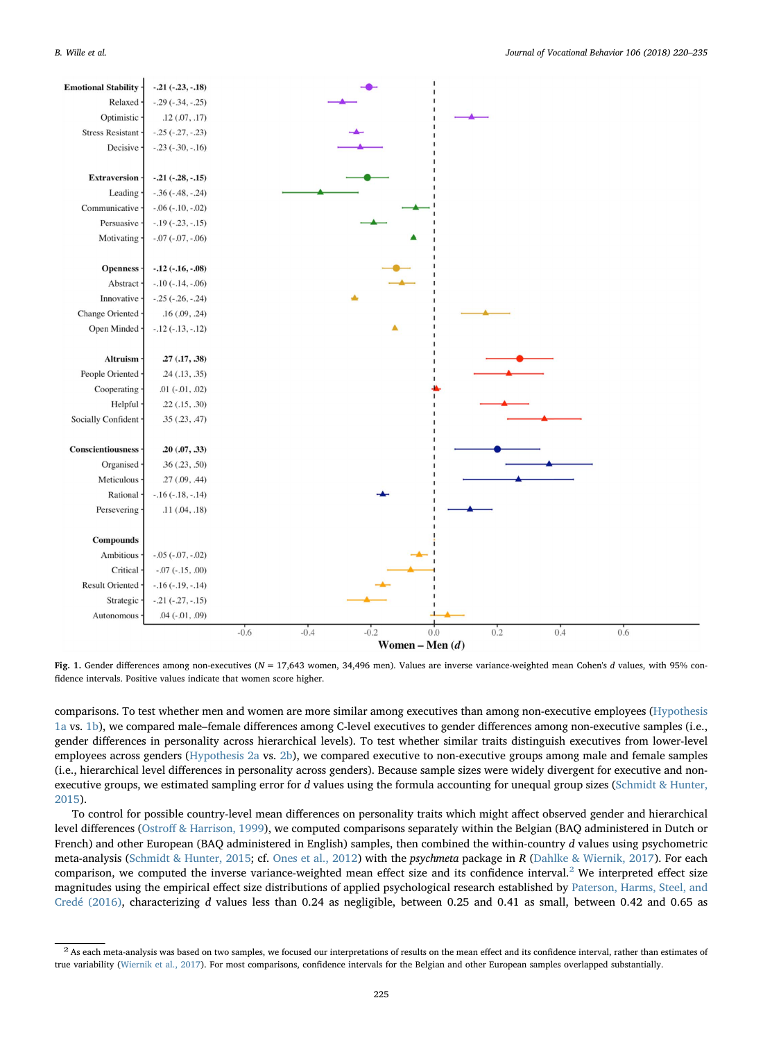| Trait | $d$ (95% CI) |
|---|---|
| **Emotional Stability** | **-.21 (-.23, -.18)** |
| Relaxed | -.29 (-.34, -.25) |
| Optimistic | .12 (.07, .17) |
| Stress Resistant | -.25 (-.27, -.23) |
| Decisive | -.23 (-.30, -.16) |
| **Extraversion** | **-.21 (-.28, -.15)** |
| Leading | -.36 (-.48, -.24) |
| Communicative | -.06 (-.10, -.02) |
| Persuasive | -.19 (-.23, -.15) |
| Motivating | -.07 (-.07, -.06) |
| **Openness** | **-.12 (-.16, -.08)** |
| Abstract | -.10 (-.14, -.06) |
| Innovative | -.25 (-.26, -.24) |
| Change Oriented | .16 (.09, .24) |
| Open Minded | -.12 (-.13, -.12) |
| **Altruism** | **.27 (.17, .38)** |
| People Oriented | .24 (.13, .35) |
| Cooperating | .01 (-.01, .02) |
| Helpful | .22 (.15, .30) |
| Socially Confident | .35 (.23, .47) |
| **Conscientiousness** | **.20 (.07, .33)** |
| Organised | .36 (.23, .50) |
| Meticulous | .27 (.09, .44) |
| Rational | -.16 (-.18, -.14) |
| Persevering | .11 (.04, .18) |
| **Compounds** | |
| Ambitious | -.05 (-.07, -.02) |
| Critical | -.07 (-.15, .00) |
| Result Oriented | -.16 (-.19, -.14) |
| Strategic | -.21 (-.27, -.15) |
| Autonomous | .04 (-.01, .09) |

Women – Men ($d$)

**Fig. 1.** Gender differences among non-executives ($N$ = 17,643 women, 34,496 men). Values are inverse variance-weighted mean Cohen's $d$ values, with 95% confidence intervals. Positive values indicate that women score higher.

comparisons. To test whether men and women are more similar among executives than among non-executive employees (Hypothesis 1a vs. 1b), we compared male–female differences among C-level executives to gender differences among non-executive samples (i.e., gender differences in personality across hierarchical levels). To test whether similar traits distinguish executives from lower-level employees across genders (Hypothesis 2a vs. 2b), we compared executive to non-executive groups among male and female samples (i.e., hierarchical level differences in personality across genders). Because sample sizes were widely divergent for executive and non-executive groups, we estimated sampling error for $d$ values using the formula accounting for unequal group sizes (Schmidt & Hunter, 2015).

To control for possible country-level mean differences on personality traits which might affect observed gender and hierarchical level differences (Ostroff & Harrison, 1999), we computed comparisons separately within the Belgian (BAQ administered in Dutch or French) and other European (BAQ administered in English) samples, then combined the within-country $d$ values using psychometric meta-analysis (Schmidt & Hunter, 2015; cf. Ones et al., 2012) with the *psychmeta* package in R (Dahlke & Wiernik, 2017). For each comparison, we computed the inverse variance-weighted mean effect size and its confidence interval.[2] We interpreted effect size magnitudes using the empirical effect size distributions of applied psychological research established by Paterson, Harms, Steel, and Credé (2016), characterizing $d$ values less than 0.24 as negligible, between 0.25 and 0.41 as small, between 0.42 and 0.65 as

[2] As each meta-analysis was based on two samples, we focused our interpretations of results on the mean effect and its confidence interval, rather than estimates of true variability (Wiernik et al., 2017). For most comparisons, confidence intervals for the Belgian and other European samples overlapped substantially.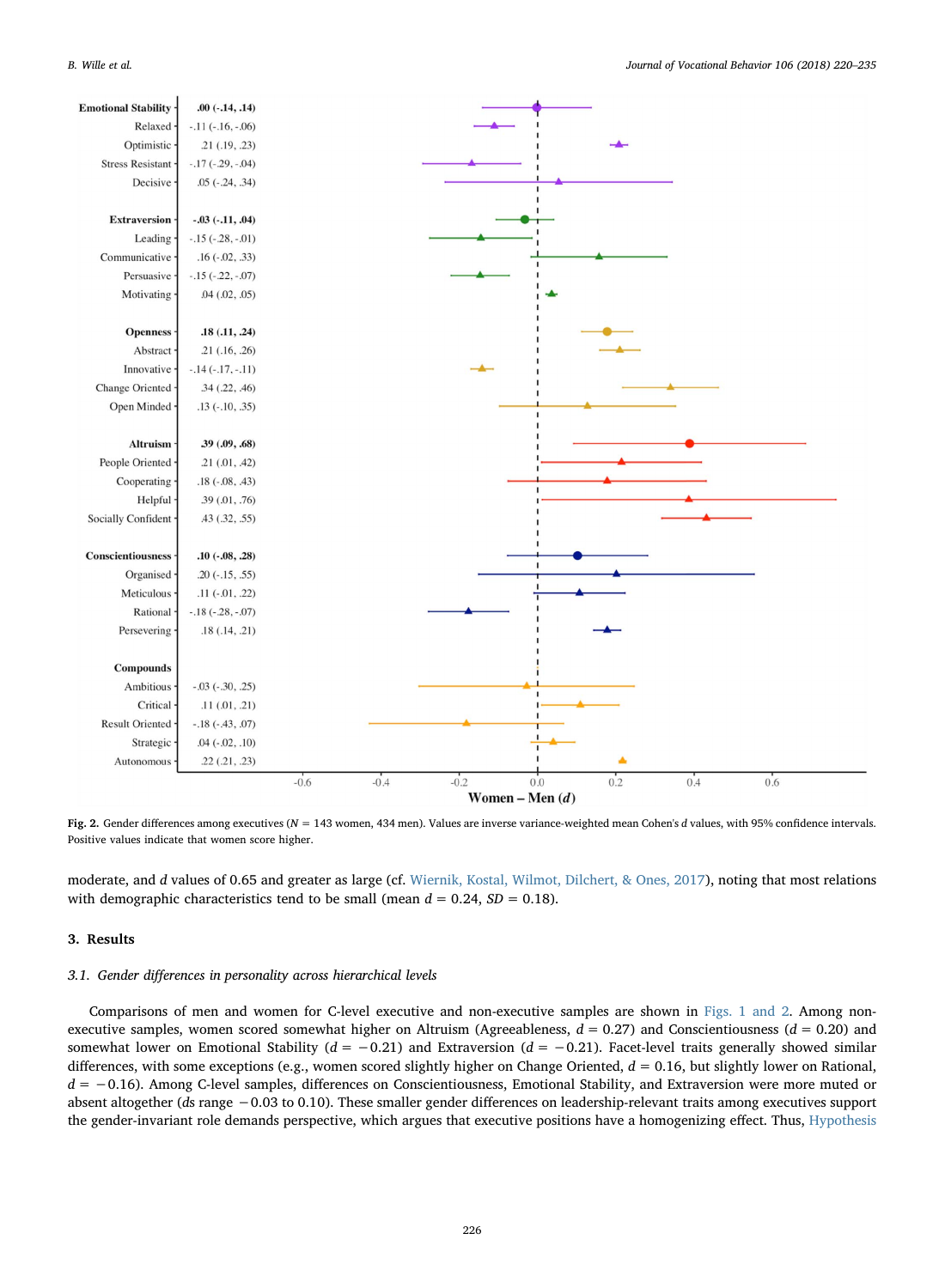| Trait | $d$ (95% CI) |
|---|---|
| **Emotional Stability** | **.00 (-.14, .14)** |
| Relaxed | -.11 (-.16, -.06) |
| Optimistic | .21 (.19, .23) |
| Stress Resistant | -.17 (-.29, -.04) |
| Decisive | .05 (-.24, .34) |
| **Extraversion** | **-.03 (-.11, .04)** |
| Leading | -.15 (-.28, -.01) |
| Communicative | .16 (-.02, .33) |
| Persuasive | -.15 (-.22, -.07) |
| Motivating | .04 (.02, .05) |
| **Openness** | **.18 (.11, .24)** |
| Abstract | .21 (.16, .26) |
| Innovative | -.14 (-.17, -.11) |
| Change Oriented | .34 (.22, .46) |
| Open Minded | .13 (-.10, .35) |
| **Altruism** | **.39 (.09, .68)** |
| People Oriented | .21 (.01, .42) |
| Cooperating | .18 (-.08, .43) |
| Helpful | .39 (.01, .76) |
| Socially Confident | .43 (.32, .55) |
| **Conscientiousness** | **.10 (-.08, .28)** |
| Organised | .20 (-.15, .55) |
| Meticulous | .11 (-.01, .22) |
| Rational | -.18 (-.28, -.07) |
| Persevering | .18 (.14, .21) |
| **Compounds** | |
| Ambitious | -.03 (-.30, .25) |
| Critical | .11 (.01, .21) |
| Result Oriented | -.18 (-.43, .07) |
| Strategic | .04 (-.02, .10) |
| Autonomous | .22 (.21, .23) |

Women – Men ($d$)

**Fig. 2.** Gender differences among executives ($N$ = 143 women, 434 men). Values are inverse variance-weighted mean Cohen's $d$ values, with 95% confidence intervals. Positive values indicate that women score higher.

moderate, and $d$ values of 0.65 and greater as large (cf. Wiernik, Kostal, Wilmot, Dilchert, & Ones, 2017), noting that most relations with demographic characteristics tend to be small (mean $d$ = 0.24, $SD$ = 0.18).

## 3. Results

### 3.1. Gender differences in personality across hierarchical levels

Comparisons of men and women for C-level executive and non-executive samples are shown in Figs. 1 and 2. Among non-executive samples, women scored somewhat higher on Altruism (Agreeableness, $d$ = 0.27) and Conscientiousness ($d$ = 0.20) and somewhat lower on Emotional Stability ($d$ = −0.21) and Extraversion ($d$ = −0.21). Facet-level traits generally showed similar differences, with some exceptions (e.g., women scored slightly higher on Change Oriented, $d$ = 0.16, but slightly lower on Rational, $d$ = −0.16). Among C-level samples, differences on Conscientiousness, Emotional Stability, and Extraversion were more muted or absent altogether ($d$s range −0.03 to 0.10). These smaller gender differences on leadership-relevant traits among executives support the gender-invariant role demands perspective, which argues that executive positions have a homogenizing effect. Thus, Hypothesis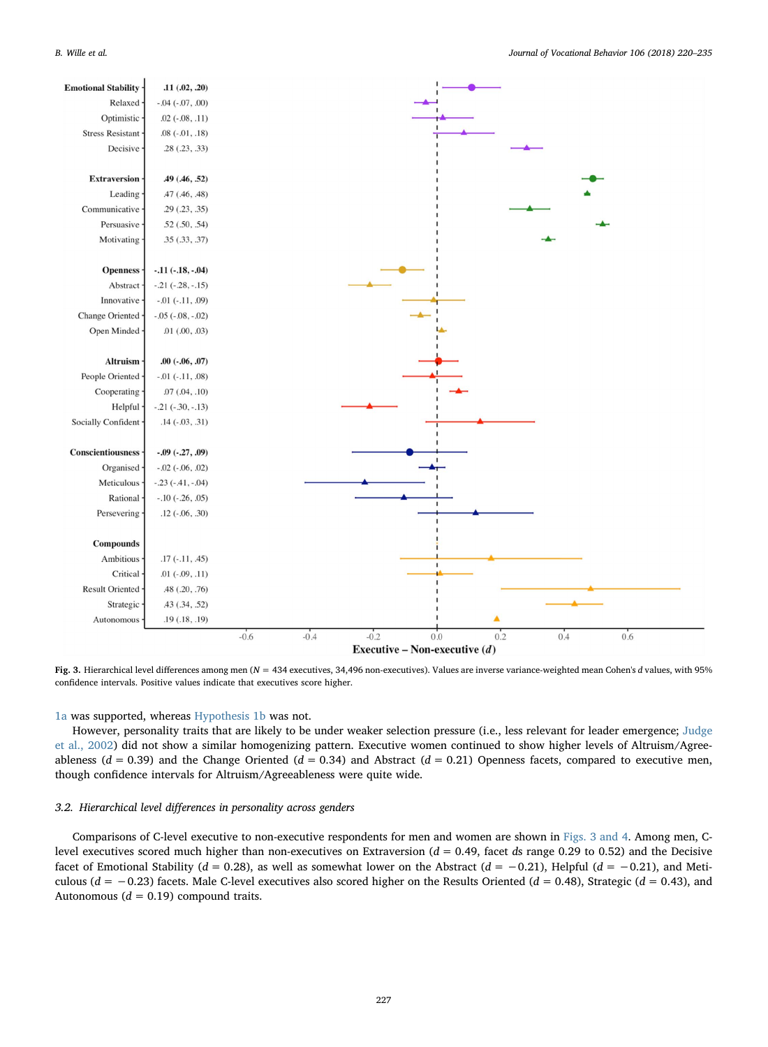| Trait | d (95% CI) |
|---|---|
| **Emotional Stability** | **.11 (.02, .20)** |
| Relaxed | -.04 (-.07, .00) |
| Optimistic | .02 (-.08, .11) |
| Stress Resistant | .08 (-.01, .18) |
| Decisive | .28 (.23, .33) |
| **Extraversion** | **.49 (.46, .52)** |
| Leading | .47 (.46, .48) |
| Communicative | .29 (.23, .35) |
| Persuasive | .52 (.50, .54) |
| Motivating | .35 (.33, .37) |
| **Openness** | **-.11 (-.18, -.04)** |
| Abstract | -.21 (-.28, -.15) |
| Innovative | -.01 (-.11, .09) |
| Change Oriented | -.05 (-.08, -.02) |
| Open Minded | .01 (.00, .03) |
| **Altruism** | **.00 (-.06, .07)** |
| People Oriented | -.01 (-.11, .08) |
| Cooperating | .07 (.04, .10) |
| Helpful | -.21 (-.30, -.13) |
| Socially Confident | .14 (-.03, .31) |
| **Conscientiousness** | **-.09 (-.27, .09)** |
| Organised | -.02 (-.06, .02) |
| Meticulous | -.23 (-.41, -.04) |
| Rational | -.10 (-.26, .05) |
| Persevering | .12 (-.06, .30) |
| **Compounds** | |
| Ambitious | .17 (-.11, .45) |
| Critical | .01 (-.09, .11) |
| Result Oriented | .48 (.20, .76) |
| Strategic | .43 (.34, .52) |
| Autonomous | .19 (.18, .19) |

**Fig. 3.** Hierarchical level differences among men ($N$ = 434 executives, 34,496 non-executives). Values are inverse variance-weighted mean Cohen's $d$ values, with 95% confidence intervals. Positive values indicate that executives score higher.

1a was supported, whereas Hypothesis 1b was not.

However, personality traits that are likely to be under weaker selection pressure (i.e., less relevant for leader emergence; Judge et al., 2002) did not show a similar homogenizing pattern. Executive women continued to show higher levels of Altruism/Agreeableness ($d$ = 0.39) and the Change Oriented ($d$ = 0.34) and Abstract ($d$ = 0.21) Openness facets, compared to executive men, though confidence intervals for Altruism/Agreeableness were quite wide.

### 3.2. Hierarchical level differences in personality across genders

Comparisons of C-level executive to non-executive respondents for men and women are shown in Figs. 3 and 4. Among men, C-level executives scored much higher than non-executives on Extraversion ($d$ = 0.49, facet $d$s range 0.29 to 0.52) and the Decisive facet of Emotional Stability ($d$ = 0.28), as well as somewhat lower on the Abstract ($d$ = −0.21), Helpful ($d$ = −0.21), and Meticulous ($d$ = −0.23) facets. Male C-level executives also scored higher on the Results Oriented ($d$ = 0.48), Strategic ($d$ = 0.43), and Autonomous ($d$ = 0.19) compound traits.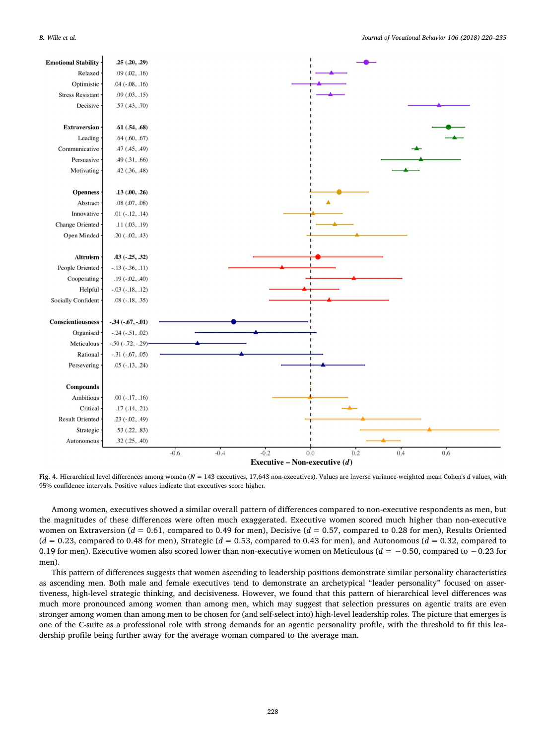| Trait | d (95% CI) |
|---|---|
| **Emotional Stability** | **.25 (.20, .29)** |
| Relaxed | .09 (.02, .16) |
| Optimistic | .04 (-.08, .16) |
| Stress Resistant | .09 (.03, .15) |
| Decisive | .57 (.43, .70) |
| **Extraversion** | **.61 (.54, .68)** |
| Leading | .64 (.60, .67) |
| Communicative | .47 (.45, .49) |
| Persuasive | .49 (.31, .66) |
| Motivating | .42 (.36, .48) |
| **Openness** | **.13 (.00, .26)** |
| Abstract | .08 (.07, .08) |
| Innovative | .01 (-.12, .14) |
| Change Oriented | .11 (.03, .19) |
| Open Minded | .20 (-.02, .43) |
| **Altruism** | **.03 (-.25, .32)** |
| People Oriented | -.13 (-.36, .11) |
| Cooperating | .19 (-.02, .40) |
| Helpful | -.03 (-.18, .12) |
| Socially Confident | .08 (-.18, .35) |
| **Conscientiousness** | **-.34 (-.67, -.01)** |
| Organised | -.24 (-.51, .02) |
| Meticulous | -.50 (-.72, -.29) |
| Rational | -.31 (-.67, .05) |
| Persevering | .05 (-.13, .24) |
| **Compounds** | |
| Ambitious | .00 (-.17, .16) |
| Critical | .17 (.14, .21) |
| Result Oriented | .23 (-.02, .49) |
| Strategic | .53 (.22, .83) |
| Autonomous | .32 (.25, .40) |

Executive – Non-executive ($d$)

**Fig. 4.** Hierarchical level differences among women ($N$ = 143 executives, 17,643 non-executives). Values are inverse variance-weighted mean Cohen's $d$ values, with 95% confidence intervals. Positive values indicate that executives score higher.

Among women, executives showed a similar overall pattern of differences compared to non-executive respondents as men, but the magnitudes of these differences were often much exaggerated. Executive women scored much higher than non-executive women on Extraversion ($d = 0.61$, compared to 0.49 for men), Decisive ($d = 0.57$, compared to 0.28 for men), Results Oriented ($d = 0.23$, compared to 0.48 for men), Strategic ($d = 0.53$, compared to 0.43 for men), and Autonomous ($d = 0.32$, compared to 0.19 for men). Executive women also scored lower than non-executive women on Meticulous ($d = -0.50$, compared to $-0.23$ for men).

This pattern of differences suggests that women ascending to leadership positions demonstrate similar personality characteristics as ascending men. Both male and female executives tend to demonstrate an archetypical "leader personality" focused on assertiveness, high-level strategic thinking, and decisiveness. However, we found that this pattern of hierarchical level differences was much more pronounced among women than among men, which may suggest that selection pressures on agentic traits are even stronger among women than among men to be chosen for (and self-select into) high-level leadership roles. The picture that emerges is one of the C-suite as a professional role with strong demands for an agentic personality profile, with the threshold to fit this leadership profile being further away for the average woman compared to the average man.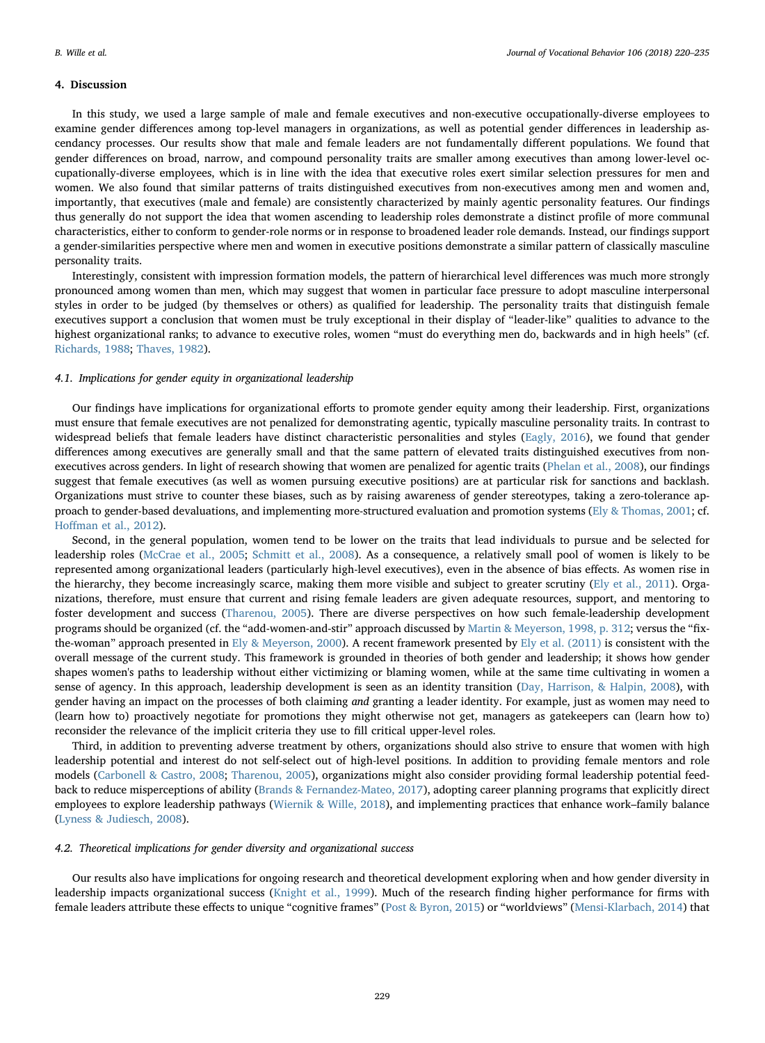## 4. Discussion

In this study, we used a large sample of male and female executives and non-executive occupationally-diverse employees to examine gender differences among top-level managers in organizations, as well as potential gender differences in leadership ascendancy processes. Our results show that male and female leaders are not fundamentally different populations. We found that gender differences on broad, narrow, and compound personality traits are smaller among executives than among lower-level occupationally-diverse employees, which is in line with the idea that executive roles exert similar selection pressures for men and women. We also found that similar patterns of traits distinguished executives from non-executives among men and women and, importantly, that executives (male and female) are consistently characterized by mainly agentic personality features. Our findings thus generally do not support the idea that women ascending to leadership roles demonstrate a distinct profile of more communal characteristics, either to conform to gender-role norms or in response to broadened leader role demands. Instead, our findings support a gender-similarities perspective where men and women in executive positions demonstrate a similar pattern of classically masculine personality traits.

Interestingly, consistent with impression formation models, the pattern of hierarchical level differences was much more strongly pronounced among women than men, which may suggest that women in particular face pressure to adopt masculine interpersonal styles in order to be judged (by themselves or others) as qualified for leadership. The personality traits that distinguish female executives support a conclusion that women must be truly exceptional in their display of "leader-like" qualities to advance to the highest organizational ranks; to advance to executive roles, women "must do everything men do, backwards and in high heels" (cf. Richards, 1988; Thaves, 1982).

### 4.1. Implications for gender equity in organizational leadership

Our findings have implications for organizational efforts to promote gender equity among their leadership. First, organizations must ensure that female executives are not penalized for demonstrating agentic, typically masculine personality traits. In contrast to widespread beliefs that female leaders have distinct characteristic personalities and styles (Eagly, 2016), we found that gender differences among executives are generally small and that the same pattern of elevated traits distinguished executives from non-executives across genders. In light of research showing that women are penalized for agentic traits (Phelan et al., 2008), our findings suggest that female executives (as well as women pursuing executive positions) are at particular risk for sanctions and backlash. Organizations must strive to counter these biases, such as by raising awareness of gender stereotypes, taking a zero-tolerance approach to gender-based devaluations, and implementing more-structured evaluation and promotion systems (Ely & Thomas, 2001; cf. Hoffman et al., 2012).

Second, in the general population, women tend to be lower on the traits that lead individuals to pursue and be selected for leadership roles (McCrae et al., 2005; Schmitt et al., 2008). As a consequence, a relatively small pool of women is likely to be represented among organizational leaders (particularly high-level executives), even in the absence of bias effects. As women rise in the hierarchy, they become increasingly scarce, making them more visible and subject to greater scrutiny (Ely et al., 2011). Organizations, therefore, must ensure that current and rising female leaders are given adequate resources, support, and mentoring to foster development and success (Tharenou, 2005). There are diverse perspectives on how such female-leadership development programs should be organized (cf. the "add-women-and-stir" approach discussed by Martin & Meyerson, 1998, p. 312; versus the "fix-the-woman" approach presented in Ely & Meyerson, 2000). A recent framework presented by Ely et al. (2011) is consistent with the overall message of the current study. This framework is grounded in theories of both gender and leadership; it shows how gender shapes women's paths to leadership without either victimizing or blaming women, while at the same time cultivating in women a sense of agency. In this approach, leadership development is seen as an identity transition (Day, Harrison, & Halpin, 2008), with gender having an impact on the processes of both claiming *and* granting a leader identity. For example, just as women may need to (learn how to) proactively negotiate for promotions they might otherwise not get, managers as gatekeepers can (learn how to) reconsider the relevance of the implicit criteria they use to fill critical upper-level roles.

Third, in addition to preventing adverse treatment by others, organizations should also strive to ensure that women with high leadership potential and interest do not self-select out of high-level positions. In addition to providing female mentors and role models (Carbonell & Castro, 2008; Tharenou, 2005), organizations might also consider providing formal leadership potential feedback to reduce misperceptions of ability (Brands & Fernandez-Mateo, 2017), adopting career planning programs that explicitly direct employees to explore leadership pathways (Wiernik & Wille, 2018), and implementing practices that enhance work–family balance (Lyness & Judiesch, 2008).

### 4.2. Theoretical implications for gender diversity and organizational success

Our results also have implications for ongoing research and theoretical development exploring when and how gender diversity in leadership impacts organizational success (Knight et al., 1999). Much of the research finding higher performance for firms with female leaders attribute these effects to unique "cognitive frames" (Post & Byron, 2015) or "worldviews" (Mensi-Klarbach, 2014) that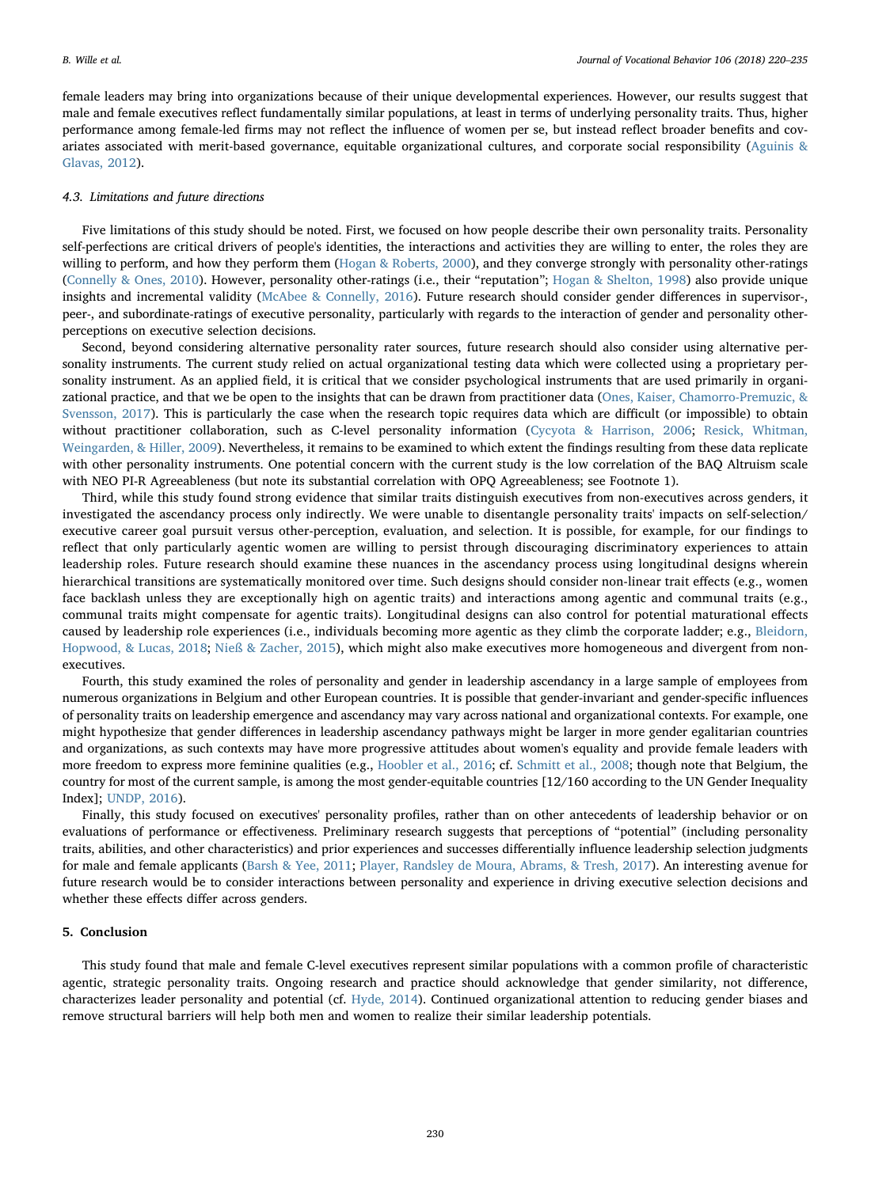female leaders may bring into organizations because of their unique developmental experiences. However, our results suggest that male and female executives reflect fundamentally similar populations, at least in terms of underlying personality traits. Thus, higher performance among female-led firms may not reflect the influence of women per se, but instead reflect broader benefits and covariates associated with merit-based governance, equitable organizational cultures, and corporate social responsibility (Aguinis & Glavas, 2012).

### 4.3. Limitations and future directions

Five limitations of this study should be noted. First, we focused on how people describe their own personality traits. Personality self-perfections are critical drivers of people's identities, the interactions and activities they are willing to enter, the roles they are willing to perform, and how they perform them (Hogan & Roberts, 2000), and they converge strongly with personality other-ratings (Connelly & Ones, 2010). However, personality other-ratings (i.e., their "reputation"; Hogan & Shelton, 1998) also provide unique insights and incremental validity (McAbee & Connelly, 2016). Future research should consider gender differences in supervisor-, peer-, and subordinate-ratings of executive personality, particularly with regards to the interaction of gender and personality other-perceptions on executive selection decisions.

Second, beyond considering alternative personality rater sources, future research should also consider using alternative personality instruments. The current study relied on actual organizational testing data which were collected using a proprietary personality instrument. As an applied field, it is critical that we consider psychological instruments that are used primarily in organizational practice, and that we be open to the insights that can be drawn from practitioner data (Ones, Kaiser, Chamorro-Premuzic, & Svensson, 2017). This is particularly the case when the research topic requires data which are difficult (or impossible) to obtain without practitioner collaboration, such as C-level personality information (Cycyota & Harrison, 2006; Resick, Whitman, Weingarden, & Hiller, 2009). Nevertheless, it remains to be examined to which extent the findings resulting from these data replicate with other personality instruments. One potential concern with the current study is the low correlation of the BAQ Altruism scale with NEO PI-R Agreeableness (but note its substantial correlation with OPQ Agreeableness; see Footnote 1).

Third, while this study found strong evidence that similar traits distinguish executives from non-executives across genders, it investigated the ascendancy process only indirectly. We were unable to disentangle personality traits' impacts on self-selection/executive career goal pursuit versus other-perception, evaluation, and selection. It is possible, for example, for our findings to reflect that only particularly agentic women are willing to persist through discouraging discriminatory experiences to attain leadership roles. Future research should examine these nuances in the ascendancy process using longitudinal designs wherein hierarchical transitions are systematically monitored over time. Such designs should consider non-linear trait effects (e.g., women face backlash unless they are exceptionally high on agentic traits) and interactions among agentic and communal traits (e.g., communal traits might compensate for agentic traits). Longitudinal designs can also control for potential maturational effects caused by leadership role experiences (i.e., individuals becoming more agentic as they climb the corporate ladder; e.g., Bleidorn, Hopwood, & Lucas, 2018; Nieß & Zacher, 2015), which might also make executives more homogeneous and divergent from non-executives.

Fourth, this study examined the roles of personality and gender in leadership ascendancy in a large sample of employees from numerous organizations in Belgium and other European countries. It is possible that gender-invariant and gender-specific influences of personality traits on leadership emergence and ascendancy may vary across national and organizational contexts. For example, one might hypothesize that gender differences in leadership ascendancy pathways might be larger in more gender egalitarian countries and organizations, as such contexts may have more progressive attitudes about women's equality and provide female leaders with more freedom to express more feminine qualities (e.g., Hoobler et al., 2016; cf. Schmitt et al., 2008; though note that Belgium, the country for most of the current sample, is among the most gender-equitable countries [12/160 according to the UN Gender Inequality Index]; UNDP, 2016).

Finally, this study focused on executives' personality profiles, rather than on other antecedents of leadership behavior or on evaluations of performance or effectiveness. Preliminary research suggests that perceptions of "potential" (including personality traits, abilities, and other characteristics) and prior experiences and successes differentially influence leadership selection judgments for male and female applicants (Barsh & Yee, 2011; Player, Randsley de Moura, Abrams, & Tresh, 2017). An interesting avenue for future research would be to consider interactions between personality and experience in driving executive selection decisions and whether these effects differ across genders.

## 5. Conclusion

This study found that male and female C-level executives represent similar populations with a common profile of characteristic agentic, strategic personality traits. Ongoing research and practice should acknowledge that gender similarity, not difference, characterizes leader personality and potential (cf. Hyde, 2014). Continued organizational attention to reducing gender biases and remove structural barriers will help both men and women to realize their similar leadership potentials.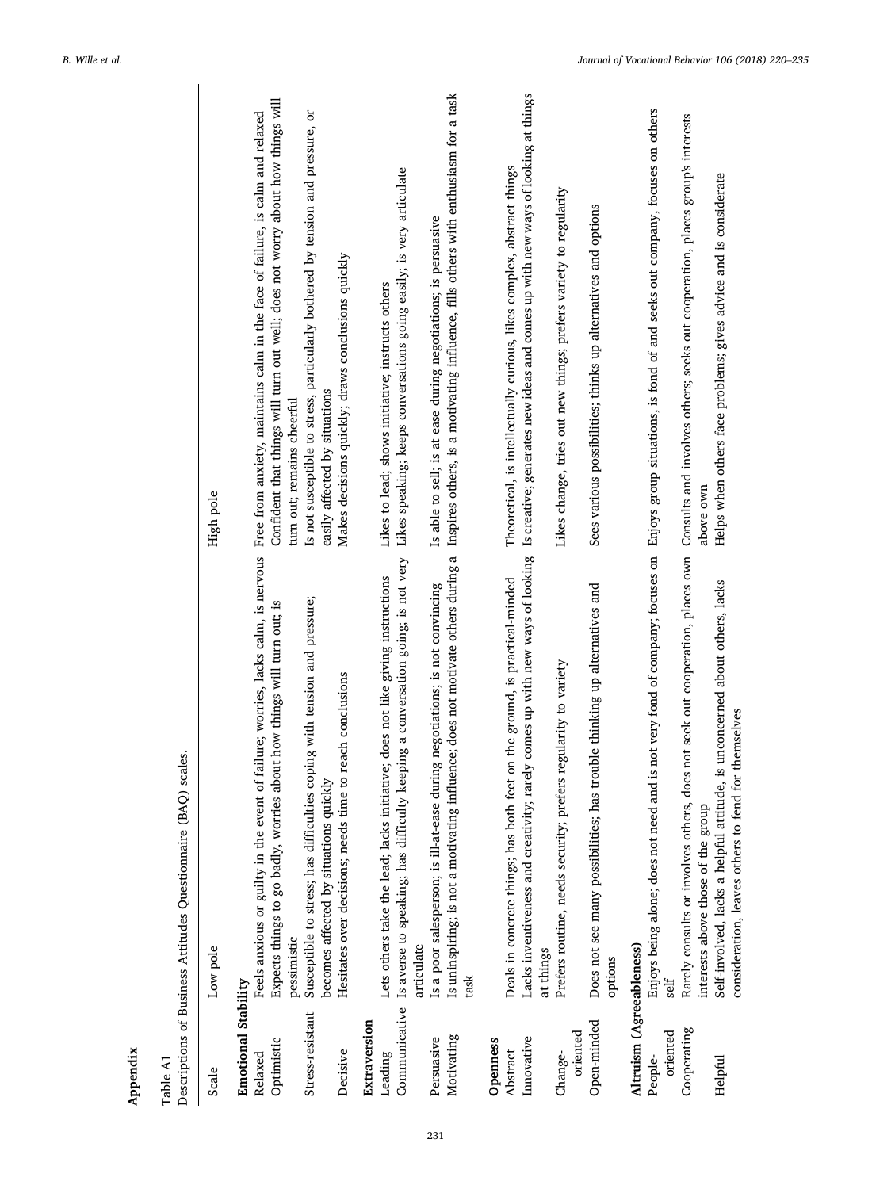## Appendix

Table A1
Descriptions of Business Attitudes Questionnaire (BAQ) scales.

| Scale | Low pole | High pole |
|---|---|---|
| **Emotional Stability** | | |
| Relaxed | Feels anxious or guilty in the event of failure; worries, lacks calm, is nervous | Free from anxiety, maintains calm in the face of failure, is calm and relaxed |
| Optimistic | Expects things to go badly, worries about how things will turn out; is pessimistic | Confident that things will turn out well; does not worry about how things will turn out; remains cheerful |
| Stress-resistant | Susceptible to stress; has difficulties coping with tension and pressure; becomes affected by situations quickly | Is not susceptible to stress, particularly bothered by tension and pressure, or easily affected by situations |
| Decisive | Hesitates over decisions; needs time to reach conclusions | Makes decisions quickly; draws conclusions quickly |
| **Extraversion** | | |
| Leading | Lets others take the lead; lacks initiative; does not like giving instructions | Likes to lead; shows initiative; instructs others |
| Communicative | Is averse to speaking; has difficulty keeping a conversation going; is not very articulate | Likes speaking; keeps conversations going easily; is very articulate |
| Persuasive | Is a poor salesperson; is ill-at-ease during negotiations; is not convincing | Is able to sell; is at ease during negotiations; is persuasive |
| Motivating | Is uninspiring; is not a motivating influence; does not motivate others during a task | Inspires others, is a motivating influence, fills others with enthusiasm for a task |
| **Openness** | | |
| Abstract | Deals in concrete things; has both feet on the ground, is practical-minded | Theoretical, is intellectually curious, likes complex, abstract things |
| Innovative | Lacks inventiveness and creativity; rarely comes up with new ways of looking at things | Is creative; generates new ideas and comes up with new ways of looking at things |
| Change-oriented | Prefers routine, needs security; prefers regularity to variety | Likes change, tries out new things; prefers variety to regularity |
| Open-minded | Does not see many possibilities; has trouble thinking up alternatives and options | Sees various possibilities; thinks up alternatives and options |
| **Altruism (Agreeableness)** | | |
| People-oriented | Enjoys being alone; does not need and is not very fond of company; focuses on self | Enjoys group situations, is fond of and seeks out company, focuses on others |
| Cooperating | Rarely consults or involves others, does not seek out cooperation, places own interests above those of the group | Consults and involves others; seeks out cooperation, places group's interests above own |
| Helpful | Self-involved, lacks a helpful attitude, is unconcerned about others, lacks consideration, leaves others to fend for themselves | Helps when others face problems; gives advice and is considerate |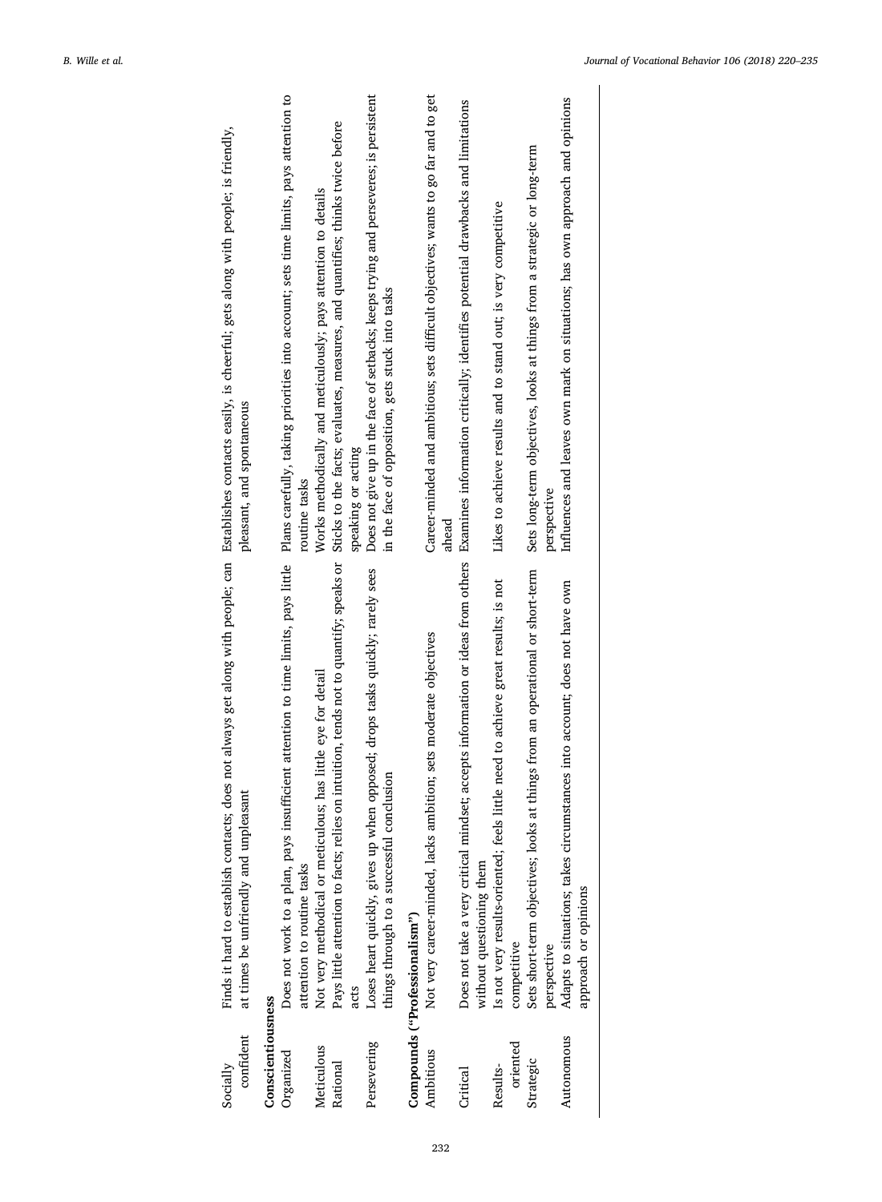| | | |
|---|---|---|
| Socially confident | Finds it hard to establish contacts; does not always get along with people; can at times be unfriendly and unpleasant | Establishes contacts easily, is cheerful; gets along with people; is friendly, pleasant, and spontaneous |
| **Conscientiousness** | | |
| Organized | Does not work to a plan, pays insufficient attention to time limits, pays little attention to routine tasks | Plans carefully, taking priorities into account; sets time limits, pays attention to routine tasks |
| Meticulous | Not very methodical or meticulous; has little eye for detail | Works methodically and meticulously; pays attention to details |
| Rational | Pays little attention to facts; relies on intuition, tends not to quantify; speaks or acts | Sticks to the facts; evaluates, measures, and quantifies; thinks twice before speaking or acting |
| Persevering | Loses heart quickly, gives up when opposed; drops tasks quickly; rarely sees things through to a successful conclusion | Does not give up in the face of setbacks; keeps trying and perseveres; is persistent in the face of opposition, gets stuck into tasks |
| **Compounds ("Professionalism")** | | |
| Ambitious | Not very career-minded, lacks ambition; sets moderate objectives | Career-minded and ambitious; sets difficult objectives; wants to go far and to get ahead |
| Critical | Does not take a very critical mindset; accepts information or ideas from others without questioning them | Examines information critically; identifies potential drawbacks and limitations |
| Results-oriented | Is not very results-oriented; feels little need to achieve great results; is not competitive | Likes to achieve results and to stand out; is very competitive |
| Strategic | Sets short-term objectives; looks at things from an operational or short-term perspective | Sets long-term objectives, looks at things from a strategic or long-term perspective |
| Autonomous | Adapts to situations; takes circumstances into account; does not have own approach or opinions | Influences and leaves own mark on situations; has own approach and opinions |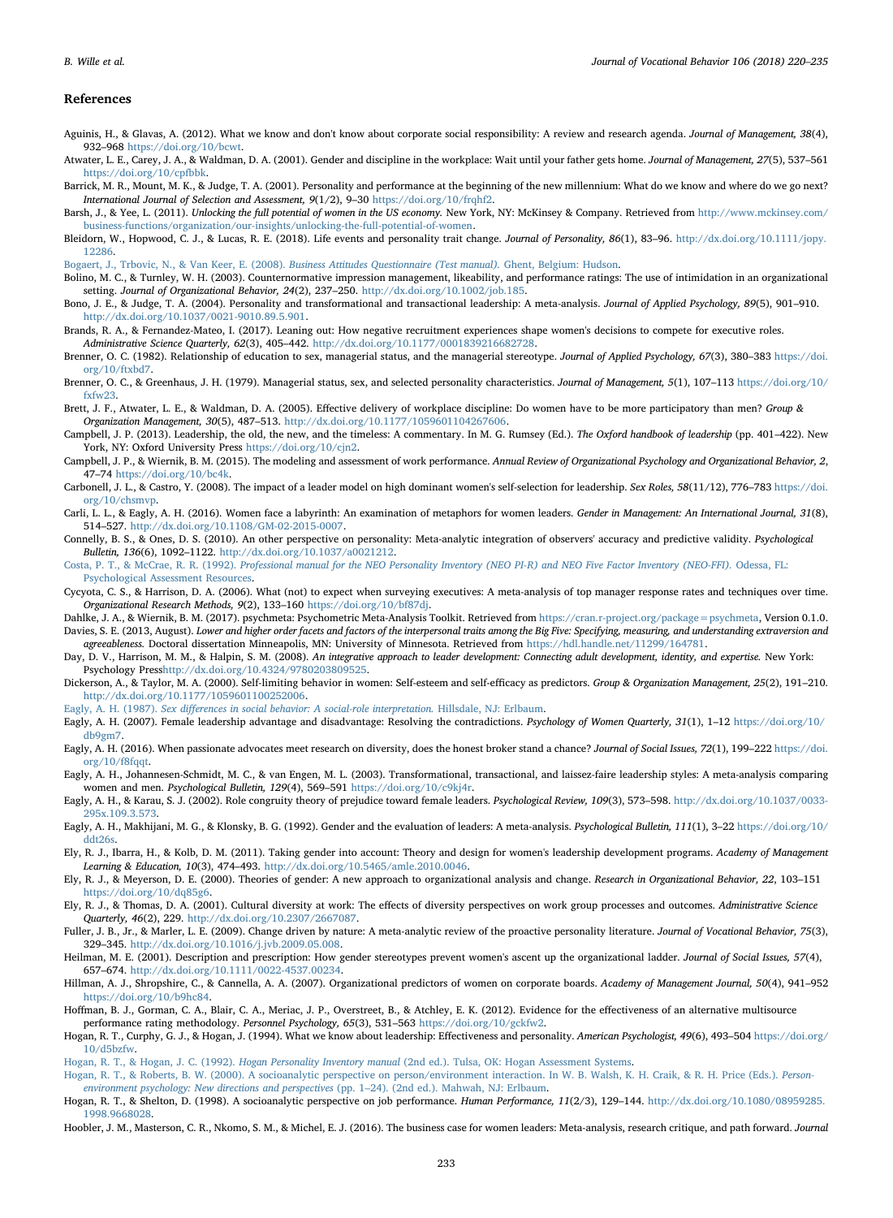## References

Aguinis, H., & Glavas, A. (2012). What we know and don't know about corporate social responsibility: A review and research agenda. *Journal of Management, 38*(4), 932–968 https://doi.org/10/bcwt.

Atwater, L. E., Carey, J. A., & Waldman, D. A. (2001). Gender and discipline in the workplace: Wait until your father gets home. *Journal of Management, 27*(5), 537–561 https://doi.org/10/cpfbbk.

Barrick, M. R., Mount, M. K., & Judge, T. A. (2001). Personality and performance at the beginning of the new millennium: What do we know and where do we go next? *International Journal of Selection and Assessment, 9*(1/2), 9–30 https://doi.org/10/frqhf2.

Barsh, J., & Yee, L. (2011). *Unlocking the full potential of women in the US economy.* New York, NY: McKinsey & Company. Retrieved from http://www.mckinsey.com/business-functions/organization/our-insights/unlocking-the-full-potential-of-women.

Bleidorn, W., Hopwood, C. J., & Lucas, R. E. (2018). Life events and personality trait change. *Journal of Personality, 86*(1), 83–96. http://dx.doi.org/10.1111/jopy.12286.

Bogaert, J., Trbovic, N., & Van Keer, E. (2008). *Business Attitudes Questionnaire (Test manual).* Ghent, Belgium: Hudson.

Bolino, M. C., & Turnley, W. H. (2003). Counternormative impression management, likeability, and performance ratings: The use of intimidation in an organizational setting. *Journal of Organizational Behavior, 24*(2), 237–250. http://dx.doi.org/10.1002/job.185.

Bono, J. E., & Judge, T. A. (2004). Personality and transformational and transactional leadership: A meta-analysis. *Journal of Applied Psychology, 89*(5), 901–910. http://dx.doi.org/10.1037/0021-9010.89.5.901.

Brands, R. A., & Fernandez-Mateo, I. (2017). Leaning out: How negative recruitment experiences shape women's decisions to compete for executive roles. *Administrative Science Quarterly, 62*(3), 405–442. http://dx.doi.org/10.1177/0001839216682728.

Brenner, O. C. (1982). Relationship of education to sex, managerial status, and the managerial stereotype. *Journal of Applied Psychology, 67*(3), 380–383 https://doi.org/10/ftxbd7.

Brenner, O. C., & Greenhaus, J. H. (1979). Managerial status, sex, and selected personality characteristics. *Journal of Management, 5*(1), 107–113 https://doi.org/10/fxfw23.

Brett, J. F., Atwater, L. E., & Waldman, D. A. (2005). Effective delivery of workplace discipline: Do women have to be more participatory than men? *Group & Organization Management, 30*(5), 487–513. http://dx.doi.org/10.1177/1059601104267606.

Campbell, J. P. (2013). Leadership, the old, the new, and the timeless: A commentary. In M. G. Rumsey (Ed.). *The Oxford handbook of leadership* (pp. 401–422). New York, NY: Oxford University Press https://doi.org/10/cjn2.

Campbell, J. P., & Wiernik, B. M. (2015). The modeling and assessment of work performance. *Annual Review of Organizational Psychology and Organizational Behavior, 2*, 47–74 https://doi.org/10/bc4k.

Carbonell, J. L., & Castro, Y. (2008). The impact of a leader model on high dominant women's self-selection for leadership. *Sex Roles, 58*(11/12), 776–783 https://doi.org/10/chsmvp.

Carli, L. L., & Eagly, A. H. (2016). Women face a labyrinth: An examination of metaphors for women leaders. *Gender in Management: An International Journal, 31*(8), 514–527. http://dx.doi.org/10.1108/GM-02-2015-0007.

Connelly, B. S., & Ones, D. S. (2010). An other perspective on personality: Meta-analytic integration of observers' accuracy and predictive validity. *Psychological Bulletin, 136*(6), 1092–1122. http://dx.doi.org/10.1037/a0021212.

Costa, P. T., & McCrae, R. R. (1992). *Professional manual for the NEO Personality Inventory (NEO PI-R) and NEO Five Factor Inventory (NEO-FFI).* Odessa, FL: Psychological Assessment Resources.

Cycyota, C. S., & Harrison, D. A. (2006). What (not) to expect when surveying executives: A meta-analysis of top manager response rates and techniques over time. *Organizational Research Methods, 9*(2), 133–160 https://doi.org/10/bf87dj.

Dahlke, J. A., & Wiernik, B. M. (2017). psychmeta: Psychometric Meta-Analysis Toolkit. Retrieved from https://cran.r-project.org/package=psychmeta, Version 0.1.0.

Davies, S. E. (2013, August). *Lower and higher order facets and factors of the interpersonal traits among the Big Five: Specifying, measuring, and understanding extraversion and agreeableness.* Doctoral dissertation Minneapolis, MN: University of Minnesota. Retrieved from https://hdl.handle.net/11299/164781.

Day, D. V., Harrison, M. M., & Halpin, S. M. (2008). *An integrative approach to leader development: Connecting adult development, identity, and expertise.* New York: Psychology Presshttp://dx.doi.org/10.4324/9780203809525.

Dickerson, A., & Taylor, M. A. (2000). Self-limiting behavior in women: Self-esteem and self-efficacy as predictors. *Group & Organization Management, 25*(2), 191–210. http://dx.doi.org/10.1177/1059601100252006.

Eagly, A. H. (1987). *Sex differences in social behavior: A social-role interpretation.* Hillsdale, NJ: Erlbaum.

Eagly, A. H. (2007). Female leadership advantage and disadvantage: Resolving the contradictions. *Psychology of Women Quarterly, 31*(1), 1–12 https://doi.org/10/db9gm7.

Eagly, A. H. (2016). When passionate advocates meet research on diversity, does the honest broker stand a chance? *Journal of Social Issues, 72*(1), 199–222 https://doi.org/10/f8fqqt.

Eagly, A. H., Johannesen-Schmidt, M. C., & van Engen, M. L. (2003). Transformational, transactional, and laissez-faire leadership styles: A meta-analysis comparing women and men. *Psychological Bulletin, 129*(4), 569–591 https://doi.org/10/c9kj4r.

Eagly, A. H., & Karau, S. J. (2002). Role congruity theory of prejudice toward female leaders. *Psychological Review, 109*(3), 573–598. http://dx.doi.org/10.1037/0033-295x.109.3.573.

Eagly, A. H., Makhijani, M. G., & Klonsky, B. G. (1992). Gender and the evaluation of leaders: A meta-analysis. *Psychological Bulletin, 111*(1), 3–22 https://doi.org/10/ddt26s.

Ely, R. J., Ibarra, H., & Kolb, D. M. (2011). Taking gender into account: Theory and design for women's leadership development programs. *Academy of Management Learning & Education, 10*(3), 474–493. http://dx.doi.org/10.5465/amle.2010.0046.

Ely, R. J., & Meyerson, D. E. (2000). Theories of gender: A new approach to organizational analysis and change. *Research in Organizational Behavior, 22*, 103–151 https://doi.org/10/dq85g6.

Ely, R. J., & Thomas, D. A. (2001). Cultural diversity at work: The effects of diversity perspectives on work group processes and outcomes. *Administrative Science Quarterly, 46*(2), 229. http://dx.doi.org/10.2307/2667087.

Fuller, J. B., Jr., & Marler, L. E. (2009). Change driven by nature: A meta-analytic review of the proactive personality literature. *Journal of Vocational Behavior, 75*(3), 329–345. http://dx.doi.org/10.1016/j.jvb.2009.05.008.

Heilman, M. E. (2001). Description and prescription: How gender stereotypes prevent women's ascent up the organizational ladder. *Journal of Social Issues, 57*(4), 657–674. http://dx.doi.org/10.1111/0022-4537.00234.

Hillman, A. J., Shropshire, C., & Cannella, A. A. (2007). Organizational predictors of women on corporate boards. *Academy of Management Journal, 50*(4), 941–952 https://doi.org/10/b9hc84.

Hoffman, B. J., Gorman, C. A., Blair, C. A., Meriac, J. P., Overstreet, B., & Atchley, E. K. (2012). Evidence for the effectiveness of an alternative multisource performance rating methodology. *Personnel Psychology, 65*(3), 531–563 https://doi.org/10/gckfw2.

Hogan, R. T., Curphy, G. J., & Hogan, J. (1994). What we know about leadership: Effectiveness and personality. *American Psychologist, 49*(6), 493–504 https://doi.org/10/d5bzfw.

Hogan, R. T., & Hogan, J. C. (1992). *Hogan Personality Inventory manual* (2nd ed.). Tulsa, OK: Hogan Assessment Systems.

Hogan, R. T., & Roberts, B. W. (2000). A socioanalytic perspective on person/environment interaction. In W. B. Walsh, K. H. Craik, & R. H. Price (Eds.). *Person-environment psychology: New directions and perspectives* (pp. 1–24). (2nd ed.). Mahwah, NJ: Erlbaum.

Hogan, R. T., & Shelton, D. (1998). A socioanalytic perspective on job performance. *Human Performance, 11*(2/3), 129–144. http://dx.doi.org/10.1080/08959285.1998.9668028.

Hoobler, J. M., Masterson, C. R., Nkomo, S. M., & Michel, E. J. (2016). The business case for women leaders: Meta-analysis, research critique, and path forward. *Journal*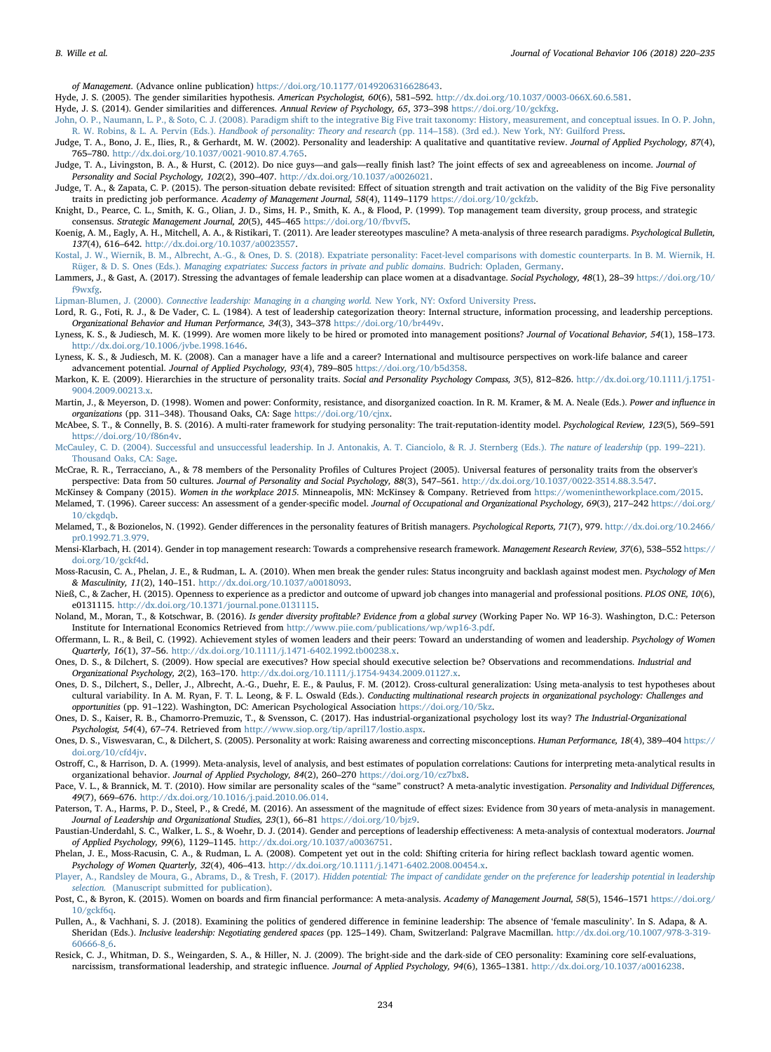*of Management*. (Advance online publication) https://doi.org/10.1177/0149206316628643.

Hyde, J. S. (2005). The gender similarities hypothesis. *American Psychologist, 60*(6), 581–592. http://dx.doi.org/10.1037/0003-066X.60.6.581.

Hyde, J. S. (2014). Gender similarities and differences. *Annual Review of Psychology, 65*, 373–398 https://doi.org/10/gckfxg.

John, O. P., Naumann, L. P., & Soto, C. J. (2008). Paradigm shift to the integrative Big Five trait taxonomy: History, measurement, and conceptual issues. In O. P. John, R. W. Robins, & L. A. Pervin (Eds.). *Handbook of personality: Theory and research* (pp. 114–158). (3rd ed.). New York, NY: Guilford Press.

Judge, T. A., Bono, J. E., Ilies, R., & Gerhardt, M. W. (2002). Personality and leadership: A qualitative and quantitative review. *Journal of Applied Psychology, 87*(4), 765–780. http://dx.doi.org/10.1037/0021-9010.87.4.765.

Judge, T. A., Livingston, B. A., & Hurst, C. (2012). Do nice guys—and gals—really finish last? The joint effects of sex and agreeableness on income. *Journal of Personality and Social Psychology, 102*(2), 390–407. http://dx.doi.org/10.1037/a0026021.

Judge, T. A., & Zapata, C. P. (2015). The person-situation debate revisited: Effect of situation strength and trait activation on the validity of the Big Five personality traits in predicting job performance. *Academy of Management Journal, 58*(4), 1149–1179 https://doi.org/10/gckfzb.

Knight, D., Pearce, C. L., Smith, K. G., Olian, J. D., Sims, H. P., Smith, K. A., & Flood, P. (1999). Top management team diversity, group process, and strategic consensus. *Strategic Management Journal, 20*(5), 445–465 https://doi.org/10/fbvvf5.

Koenig, A. M., Eagly, A. H., Mitchell, A. A., & Ristikari, T. (2011). Are leader stereotypes masculine? A meta-analysis of three research paradigms. *Psychological Bulletin, 137*(4), 616–642. http://dx.doi.org/10.1037/a0023557.

Kostal, J. W., Wiernik, B. M., Albrecht, A.-G., & Ones, D. S. (2018). Expatriate personality: Facet-level comparisons with domestic counterparts. In B. M. Wiernik, H. Rüger, & D. S. Ones (Eds.). *Managing expatriates: Success factors in private and public domains*. Budrich: Opladen, Germany.

Lammers, J., & Gast, A. (2017). Stressing the advantages of female leadership can place women at a disadvantage. *Social Psychology, 48*(1), 28–39 https://doi.org/10/f9wxfg.

Lipman-Blumen, J. (2000). *Connective leadership: Managing in a changing world*. New York, NY: Oxford University Press.

Lord, R. G., Foti, R. J., & De Vader, C. L. (1984). A test of leadership categorization theory: Internal structure, information processing, and leadership perceptions. *Organizational Behavior and Human Performance, 34*(3), 343–378 https://doi.org/10/br449v.

Lyness, K. S., & Judiesch, M. K. (1999). Are women more likely to be hired or promoted into management positions? *Journal of Vocational Behavior, 54*(1), 158–173. http://dx.doi.org/10.1006/jvbe.1998.1646.

Lyness, K. S., & Judiesch, M. K. (2008). Can a manager have a life and a career? International and multisource perspectives on work-life balance and career advancement potential. *Journal of Applied Psychology, 93*(4), 789–805 https://doi.org/10/b5d358.

Markon, K. E. (2009). Hierarchies in the structure of personality traits. *Social and Personality Psychology Compass, 3*(5), 812–826. http://dx.doi.org/10.1111/j.1751-9004.2009.00213.x.

Martin, J., & Meyerson, D. (1998). Women and power: Conformity, resistance, and disorganized coaction. In R. M. Kramer, & M. A. Neale (Eds.). *Power and influence in organizations* (pp. 311–348). Thousand Oaks, CA: Sage https://doi.org/10/cjnx.

McAbee, S. T., & Connelly, B. S. (2016). A multi-rater framework for studying personality: The trait-reputation-identity model. *Psychological Review, 123*(5), 569–591 https://doi.org/10/f86n4v.

McCauley, C. D. (2004). Successful and unsuccessful leadership. In J. Antonakis, A. T. Cianciolo, & R. J. Sternberg (Eds.). *The nature of leadership* (pp. 199–221). Thousand Oaks, CA: Sage.

McCrae, R. R., Terracciano, A., & 78 members of the Personality Profiles of Cultures Project (2005). Universal features of personality traits from the observer's perspective: Data from 50 cultures. *Journal of Personality and Social Psychology, 88*(3), 547–561. http://dx.doi.org/10.1037/0022-3514.88.3.547.

McKinsey & Company (2015). *Women in the workplace 2015*. Minneapolis, MN: McKinsey & Company. Retrieved from https://womenintheworkplace.com/2015.

Melamed, T. (1996). Career success: An assessment of a gender-specific model. *Journal of Occupational and Organizational Psychology, 69*(3), 217–242 https://doi.org/10/ckgdqb.

Melamed, T., & Bozionelos, N. (1992). Gender differences in the personality features of British managers. *Psychological Reports, 71*(7), 979. http://dx.doi.org/10.2466/pr0.1992.71.3.979.

Mensi-Klarbach, H. (2014). Gender in top management research: Towards a comprehensive research framework. *Management Research Review, 37*(6), 538–552 https://doi.org/10/gckf4d.

Moss-Racusin, C. A., Phelan, J. E., & Rudman, L. A. (2010). When men break the gender rules: Status incongruity and backlash against modest men. *Psychology of Men & Masculinity, 11*(2), 140–151. http://dx.doi.org/10.1037/a0018093.

Nieß, C., & Zacher, H. (2015). Openness to experience as a predictor and outcome of upward job changes into managerial and professional positions. *PLOS ONE, 10*(6), e0131115. http://dx.doi.org/10.1371/journal.pone.0131115.

Noland, M., Moran, T., & Kotschwar, B. (2016). *Is gender diversity profitable? Evidence from a global survey* (Working Paper No. WP 16-3). Washington, D.C.: Peterson Institute for International Economics Retrieved from http://www.piie.com/publications/wp/wp16-3.pdf.

Offermann, L. R., & Beil, C. (1992). Achievement styles of women leaders and their peers: Toward an understanding of women and leadership. *Psychology of Women Quarterly, 16*(1), 37–56. http://dx.doi.org/10.1111/j.1471-6402.1992.tb00238.x.

Ones, D. S., & Dilchert, S. (2009). How special are executives? How special should executive selection be? Observations and recommendations. *Industrial and Organizational Psychology, 2*(2), 163–170. http://dx.doi.org/10.1111/j.1754-9434.2009.01127.x.

Ones, D. S., Dilchert, S., Deller, J., Albrecht, A.-G., Duehr, E. E., & Paulus, F. M. (2012). Cross-cultural generalization: Using meta-analysis to test hypotheses about cultural variability. In A. M. Ryan, F. T. L. Leong, & F. L. Oswald (Eds.). *Conducting multinational research projects in organizational psychology: Challenges and opportunities* (pp. 91–122). Washington, DC: American Psychological Association https://doi.org/10/5kz.

Ones, D. S., Kaiser, R. B., Chamorro-Premuzic, T., & Svensson, C. (2017). Has industrial-organizational psychology lost its way? *The Industrial-Organizational Psychologist, 54*(4), 67–74. Retrieved from http://www.siop.org/tip/april17/lostio.aspx.

Ones, D. S., Viswesvaran, C., & Dilchert, S. (2005). Personality at work: Raising awareness and correcting misconceptions. *Human Performance, 18*(4), 389–404 https://doi.org/10/cfd4jv.

Ostroff, C., & Harrison, D. A. (1999). Meta-analysis, level of analysis, and best estimates of population correlations: Cautions for interpreting meta-analytical results in organizational behavior. *Journal of Applied Psychology, 84*(2), 260–270 https://doi.org/10/cz7bx8.

Pace, V. L., & Brannick, M. T. (2010). How similar are personality scales of the "same" construct? A meta-analytic investigation. *Personality and Individual Differences, 49*(7), 669–676. http://dx.doi.org/10.1016/j.paid.2010.06.014.

Paterson, T. A., Harms, P. D., Steel, P., & Credé, M. (2016). An assessment of the magnitude of effect sizes: Evidence from 30 years of meta-analysis in management. *Journal of Leadership and Organizational Studies, 23*(1), 66–81 https://doi.org/10/bjz9.

Paustian-Underdahl, S. C., Walker, L. S., & Woehr, D. J. (2014). Gender and perceptions of leadership effectiveness: A meta-analysis of contextual moderators. *Journal of Applied Psychology, 99*(6), 1129–1145. http://dx.doi.org/10.1037/a0036751.

Phelan, J. E., Moss-Racusin, C. A., & Rudman, L. A. (2008). Competent yet out in the cold: Shifting criteria for hiring reflect backlash toward agentic women. *Psychology of Women Quarterly, 32*(4), 406–413. http://dx.doi.org/10.1111/j.1471-6402.2008.00454.x.

Player, A., Randsley de Moura, G., Abrams, D., & Tresh, F. (2017). *Hidden potential: The impact of candidate gender on the preference for leadership potential in leadership selection*. (Manuscript submitted for publication).

Post, C., & Byron, K. (2015). Women on boards and firm financial performance: A meta-analysis. *Academy of Management Journal, 58*(5), 1546–1571 https://doi.org/10/gckf6q.

Pullen, A., & Vachhani, S. J. (2018). Examining the politics of gendered difference in feminine leadership: The absence of 'female masculinity'. In S. Adapa, & A. Sheridan (Eds.). *Inclusive leadership: Negotiating gendered spaces* (pp. 125–149). Cham, Switzerland: Palgrave Macmillan. http://dx.doi.org/10.1007/978-3-319-60666-8_6.

Resick, C. J., Whitman, D. S., Weingarden, S. A., & Hiller, N. J. (2009). The bright-side and the dark-side of CEO personality: Examining core self-evaluations, narcissism, transformational leadership, and strategic influence. *Journal of Applied Psychology, 94*(6), 1365–1381. http://dx.doi.org/10.1037/a0016238.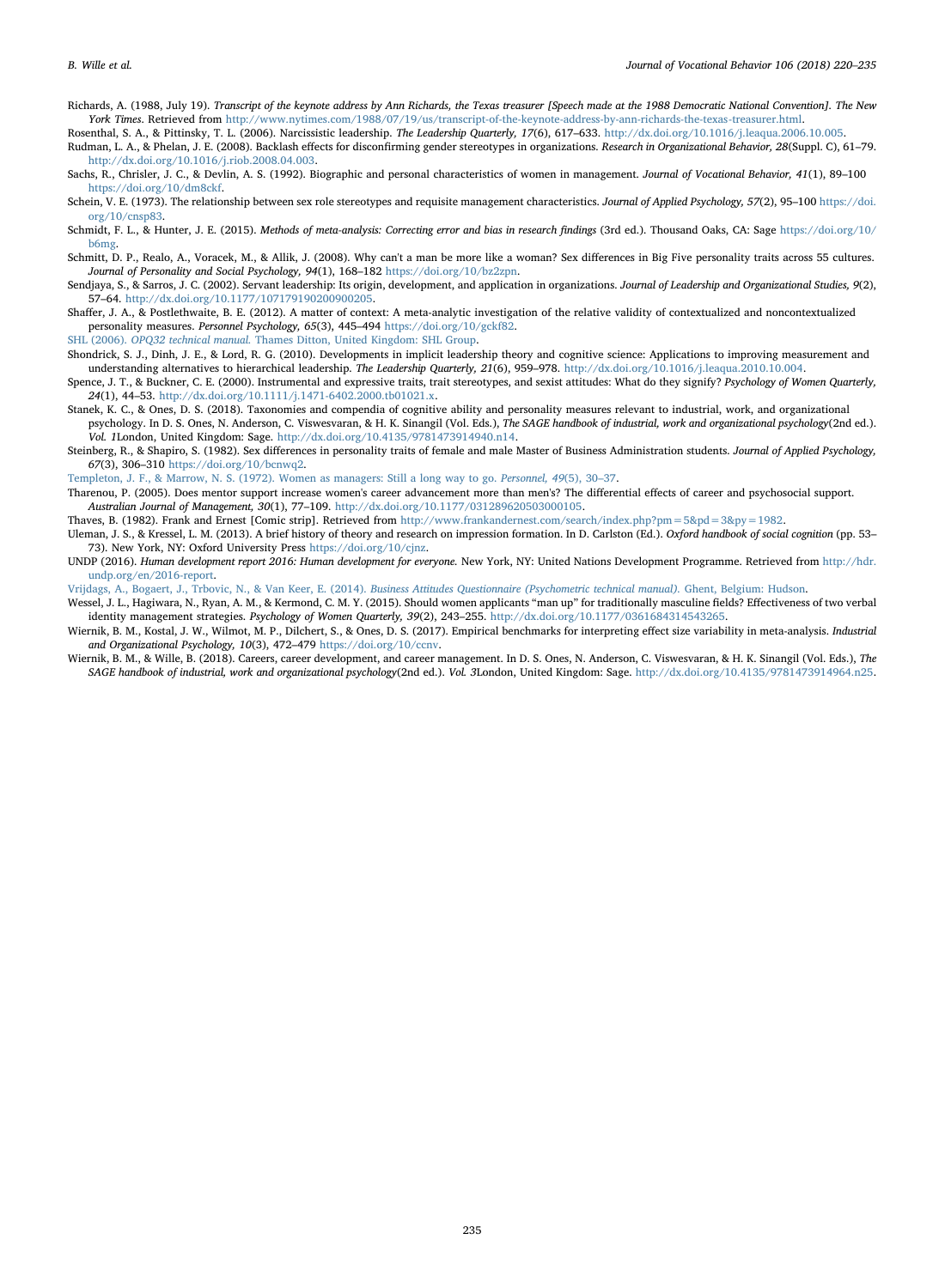Richards, A. (1988, July 19). *Transcript of the keynote address by Ann Richards, the Texas treasurer [Speech made at the 1988 Democratic National Convention]. The New York Times*. Retrieved from http://www.nytimes.com/1988/07/19/us/transcript-of-the-keynote-address-by-ann-richards-the-texas-treasurer.html.

Rosenthal, S. A., & Pittinsky, T. L. (2006). Narcissistic leadership. *The Leadership Quarterly, 17*(6), 617–633. http://dx.doi.org/10.1016/j.leaqua.2006.10.005.

Rudman, L. A., & Phelan, J. E. (2008). Backlash effects for disconfirming gender stereotypes in organizations. *Research in Organizational Behavior, 28*(Suppl. C), 61–79. http://dx.doi.org/10.1016/j.riob.2008.04.003.

Sachs, R., Chrisler, J. C., & Devlin, A. S. (1992). Biographic and personal characteristics of women in management. *Journal of Vocational Behavior, 41*(1), 89–100 https://doi.org/10/dm8ckf.

Schein, V. E. (1973). The relationship between sex role stereotypes and requisite management characteristics. *Journal of Applied Psychology, 57*(2), 95–100 https://doi.org/10/cnsp83.

Schmidt, F. L., & Hunter, J. E. (2015). *Methods of meta-analysis: Correcting error and bias in research findings* (3rd ed.). Thousand Oaks, CA: Sage https://doi.org/10/b6mg.

Schmitt, D. P., Realo, A., Voracek, M., & Allik, J. (2008). Why can't a man be more like a woman? Sex differences in Big Five personality traits across 55 cultures. *Journal of Personality and Social Psychology, 94*(1), 168–182 https://doi.org/10/bz2zpn.

Sendjaya, S., & Sarros, J. C. (2002). Servant leadership: Its origin, development, and application in organizations. *Journal of Leadership and Organizational Studies, 9*(2), 57–64. http://dx.doi.org/10.1177/107179190200900205.

Shaffer, J. A., & Postlethwaite, B. E. (2012). A matter of context: A meta-analytic investigation of the relative validity of contextualized and noncontextualized personality measures. *Personnel Psychology, 65*(3), 445–494 https://doi.org/10/gckf82.

SHL (2006). *OPQ32 technical manual.* Thames Ditton, United Kingdom: SHL Group.

Shondrick, S. J., Dinh, J. E., & Lord, R. G. (2010). Developments in implicit leadership theory and cognitive science: Applications to improving measurement and understanding alternatives to hierarchical leadership. *The Leadership Quarterly, 21*(6), 959–978. http://dx.doi.org/10.1016/j.leaqua.2010.10.004.

Spence, J. T., & Buckner, C. E. (2000). Instrumental and expressive traits, trait stereotypes, and sexist attitudes: What do they signify? *Psychology of Women Quarterly, 24*(1), 44–53. http://dx.doi.org/10.1111/j.1471-6402.2000.tb01021.x.

Stanek, K. C., & Ones, D. S. (2018). Taxonomies and compendia of cognitive ability and personality measures relevant to industrial, work, and organizational psychology. In D. S. Ones, N. Anderson, C. Viswesvaran, & H. K. Sinangil (Vol. Eds.), *The SAGE handbook of industrial, work and organizational psychology*(2nd ed.). *Vol. 1*London, United Kingdom: Sage. http://dx.doi.org/10.4135/9781473914940.n14.

Steinberg, R., & Shapiro, S. (1982). Sex differences in personality traits of female and male Master of Business Administration students. *Journal of Applied Psychology, 67*(3), 306–310 https://doi.org/10/bcnwq2.

Templeton, J. F., & Marrow, N. S. (1972). Women as managers: Still a long way to go. *Personnel, 49*(5), 30–37.

Tharenou, P. (2005). Does mentor support increase women's career advancement more than men's? The differential effects of career and psychosocial support. *Australian Journal of Management, 30*(1), 77–109. http://dx.doi.org/10.1177/031289620503000105.

Thaves, B. (1982). Frank and Ernest [Comic strip]. Retrieved from http://www.frankandernest.com/search/index.php?pm=5&pd=3&py=1982.

Uleman, J. S., & Kressel, L. M. (2013). A brief history of theory and research on impression formation. In D. Carlston (Ed.). *Oxford handbook of social cognition* (pp. 53–73). New York, NY: Oxford University Press https://doi.org/10/cjnz.

UNDP (2016). *Human development report 2016: Human development for everyone.* New York, NY: United Nations Development Programme. Retrieved from http://hdr.undp.org/en/2016-report.

Vrijdags, A., Bogaert, J., Trbovic, N., & Van Keer, E. (2014). *Business Attitudes Questionnaire (Psychometric technical manual).* Ghent, Belgium: Hudson.

Wessel, J. L., Hagiwara, N., Ryan, A. M., & Kermond, C. M. Y. (2015). Should women applicants "man up" for traditionally masculine fields? Effectiveness of two verbal identity management strategies. *Psychology of Women Quarterly, 39*(2), 243–255. http://dx.doi.org/10.1177/0361684314543265.

Wiernik, B. M., Kostal, J. W., Wilmot, M. P., Dilchert, S., & Ones, D. S. (2017). Empirical benchmarks for interpreting effect size variability in meta-analysis. *Industrial and Organizational Psychology, 10*(3), 472–479 https://doi.org/10/ccnv.

Wiernik, B. M., & Wille, B. (2018). Careers, career development, and career management. In D. S. Ones, N. Anderson, C. Viswesvaran, & H. K. Sinangil (Vol. Eds.), *The SAGE handbook of industrial, work and organizational psychology*(2nd ed.). *Vol. 3*London, United Kingdom: Sage. http://dx.doi.org/10.4135/9781473914964.n25.